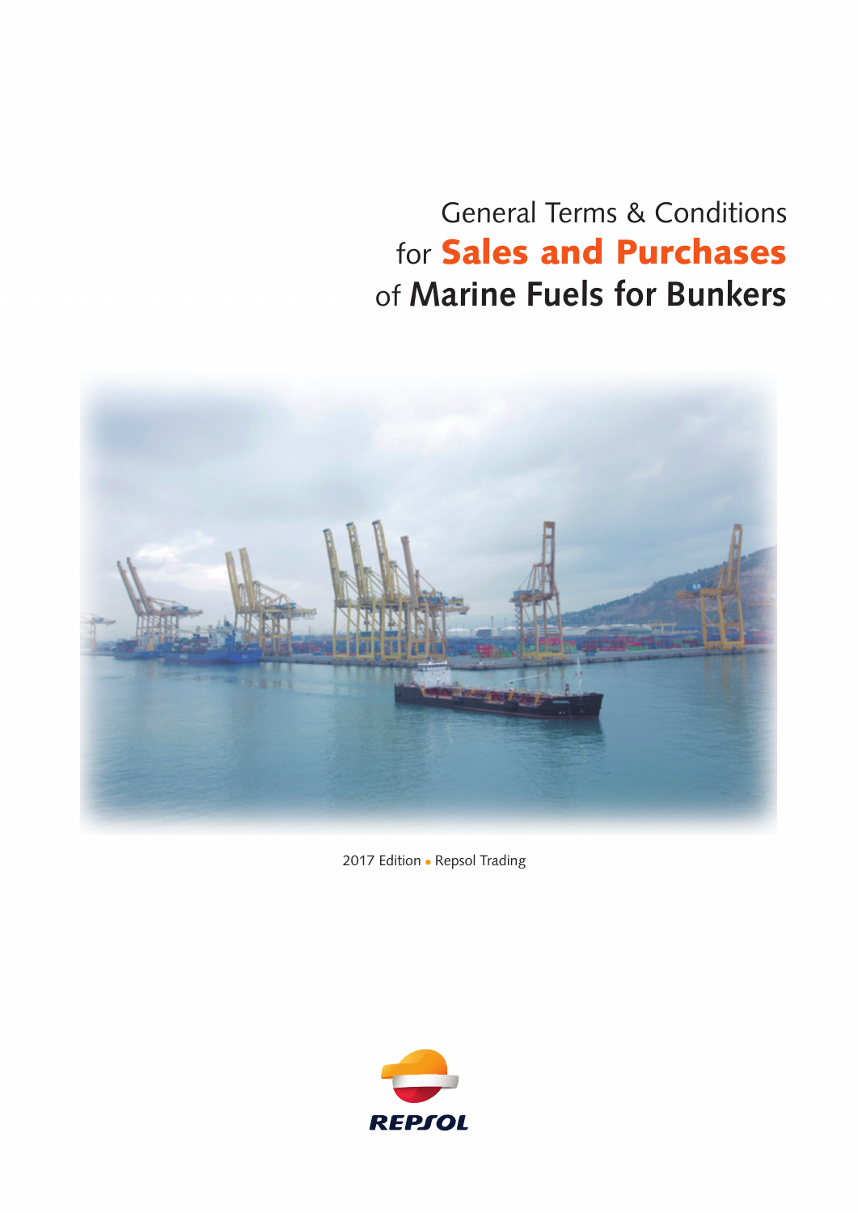# General Terms & Conditions for **Sales and Purchases** of **Marine Fuels for Bunkers**

2017 Edition • Repsol Trading

REPSOL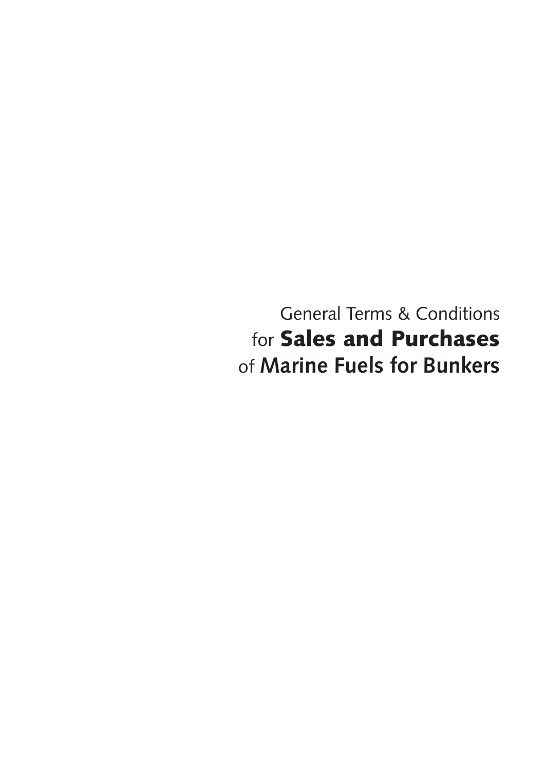# General Terms & Conditions for **Sales and Purchases** of **Marine Fuels for Bunkers**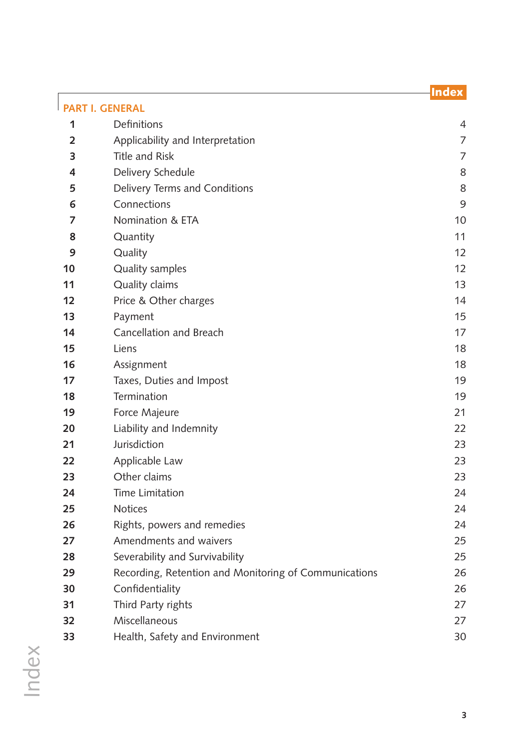# Index

## PART I. GENERAL

| | | |
|---|---|---|
| 1 | Definitions | 4 |
| 2 | Applicability and Interpretation | 7 |
| 3 | Title and Risk | 7 |
| 4 | Delivery Schedule | 8 |
| 5 | Delivery Terms and Conditions | 8 |
| 6 | Connections | 9 |
| 7 | Nomination & ETA | 10 |
| 8 | Quantity | 11 |
| 9 | Quality | 12 |
| 10 | Quality samples | 12 |
| 11 | Quality claims | 13 |
| 12 | Price & Other charges | 14 |
| 13 | Payment | 15 |
| 14 | Cancellation and Breach | 17 |
| 15 | Liens | 18 |
| 16 | Assignment | 18 |
| 17 | Taxes, Duties and Impost | 19 |
| 18 | Termination | 19 |
| 19 | Force Majeure | 21 |
| 20 | Liability and Indemnity | 22 |
| 21 | Jurisdiction | 23 |
| 22 | Applicable Law | 23 |
| 23 | Other claims | 23 |
| 24 | Time Limitation | 24 |
| 25 | Notices | 24 |
| 26 | Rights, powers and remedies | 24 |
| 27 | Amendments and waivers | 25 |
| 28 | Severability and Survivability | 25 |
| 29 | Recording, Retention and Monitoring of Communications | 26 |
| 30 | Confidentiality | 26 |
| 31 | Third Party rights | 27 |
| 32 | Miscellaneous | 27 |
| 33 | Health, Safety and Environment | 30 |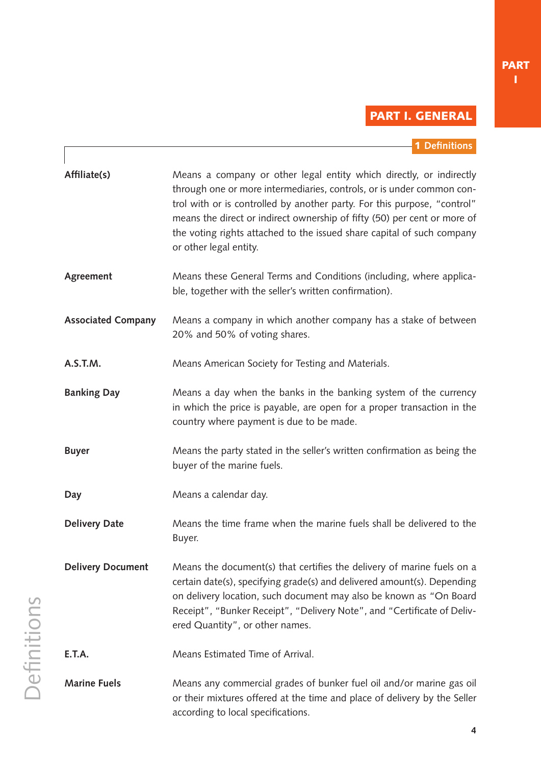# PART I. GENERAL

## 1 Definitions

**Affiliate(s)** Means a company or other legal entity which directly, or indirectly through one or more intermediaries, controls, or is under common control with or is controlled by another party. For this purpose, "control" means the direct or indirect ownership of fifty (50) per cent or more of the voting rights attached to the issued share capital of such company or other legal entity.

**Agreement** Means these General Terms and Conditions (including, where applicable, together with the seller's written confirmation).

**Associated Company** Means a company in which another company has a stake of between 20% and 50% of voting shares.

**A.S.T.M.** Means American Society for Testing and Materials.

**Banking Day** Means a day when the banks in the banking system of the currency in which the price is payable, are open for a proper transaction in the country where payment is due to be made.

**Buyer** Means the party stated in the seller's written confirmation as being the buyer of the marine fuels.

**Day** Means a calendar day.

**Delivery Date** Means the time frame when the marine fuels shall be delivered to the Buyer.

**Delivery Document** Means the document(s) that certifies the delivery of marine fuels on a certain date(s), specifying grade(s) and delivered amount(s). Depending on delivery location, such document may also be known as "On Board Receipt", "Bunker Receipt", "Delivery Note", and "Certificate of Delivered Quantity", or other names.

**E.T.A.** Means Estimated Time of Arrival.

**Marine Fuels** Means any commercial grades of bunker fuel oil and/or marine gas oil or their mixtures offered at the time and place of delivery by the Seller according to local specifications.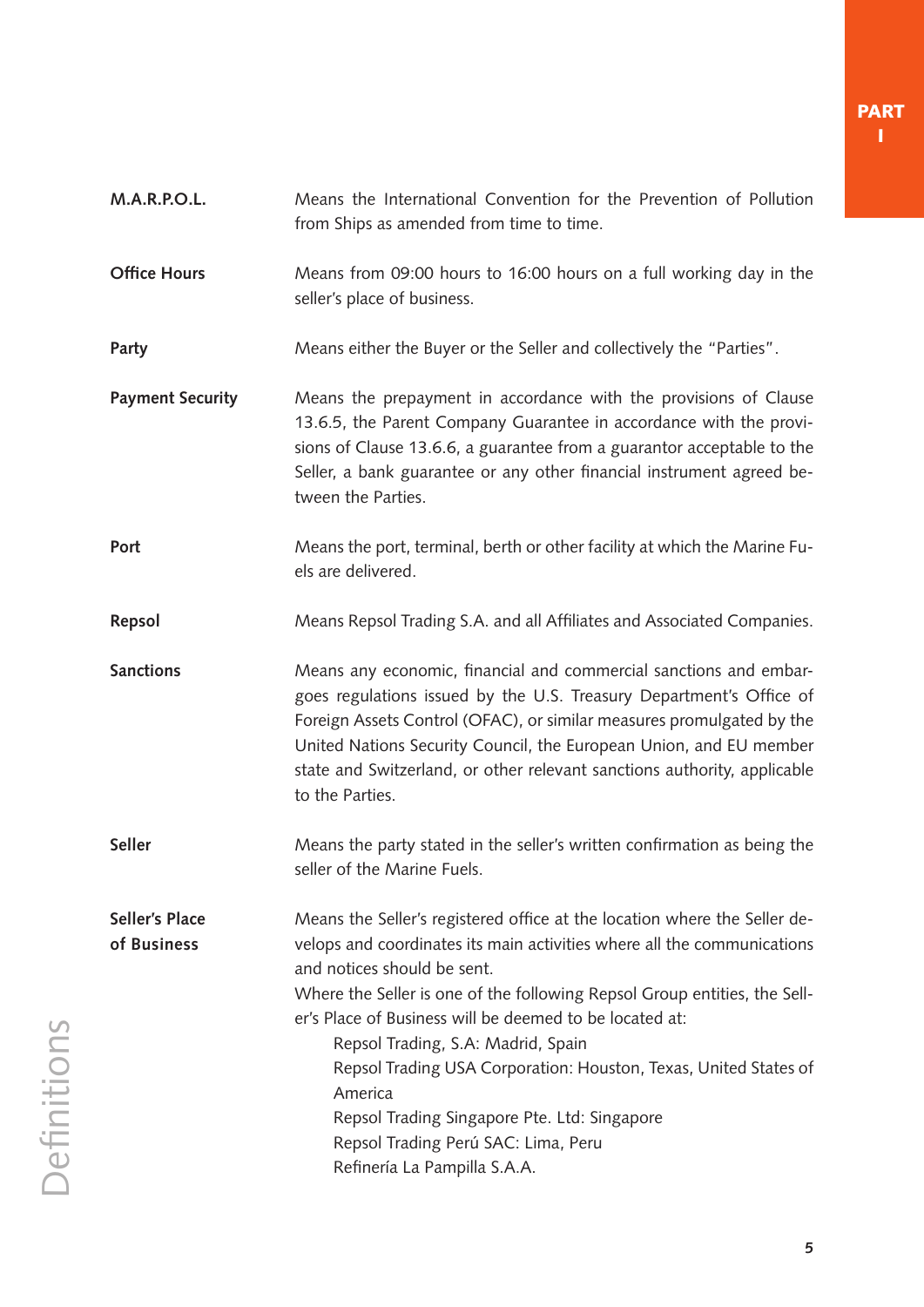| | |
|---|---|
| **M.A.R.P.O.L.** | Means the International Convention for the Prevention of Pollution from Ships as amended from time to time. |
| **Office Hours** | Means from 09:00 hours to 16:00 hours on a full working day in the seller's place of business. |
| **Party** | Means either the Buyer or the Seller and collectively the "Parties". |
| **Payment Security** | Means the prepayment in accordance with the provisions of Clause 13.6.5, the Parent Company Guarantee in accordance with the provisions of Clause 13.6.6, a guarantee from a guarantor acceptable to the Seller, a bank guarantee or any other financial instrument agreed between the Parties. |
| **Port** | Means the port, terminal, berth or other facility at which the Marine Fuels are delivered. |
| **Repsol** | Means Repsol Trading S.A. and all Affiliates and Associated Companies. |
| **Sanctions** | Means any economic, financial and commercial sanctions and embargoes regulations issued by the U.S. Treasury Department's Office of Foreign Assets Control (OFAC), or similar measures promulgated by the United Nations Security Council, the European Union, and EU member state and Switzerland, or other relevant sanctions authority, applicable to the Parties. |
| **Seller** | Means the party stated in the seller's written confirmation as being the seller of the Marine Fuels. |
| **Seller's Place of Business** | Means the Seller's registered office at the location where the Seller develops and coordinates its main activities where all the communications and notices should be sent.<br>Where the Seller is one of the following Repsol Group entities, the Seller's Place of Business will be deemed to be located at:<br>Repsol Trading, S.A: Madrid, Spain<br>Repsol Trading USA Corporation: Houston, Texas, United States of America<br>Repsol Trading Singapore Pte. Ltd: Singapore<br>Repsol Trading Perú SAC: Lima, Peru<br>Refinería La Pampilla S.A.A. |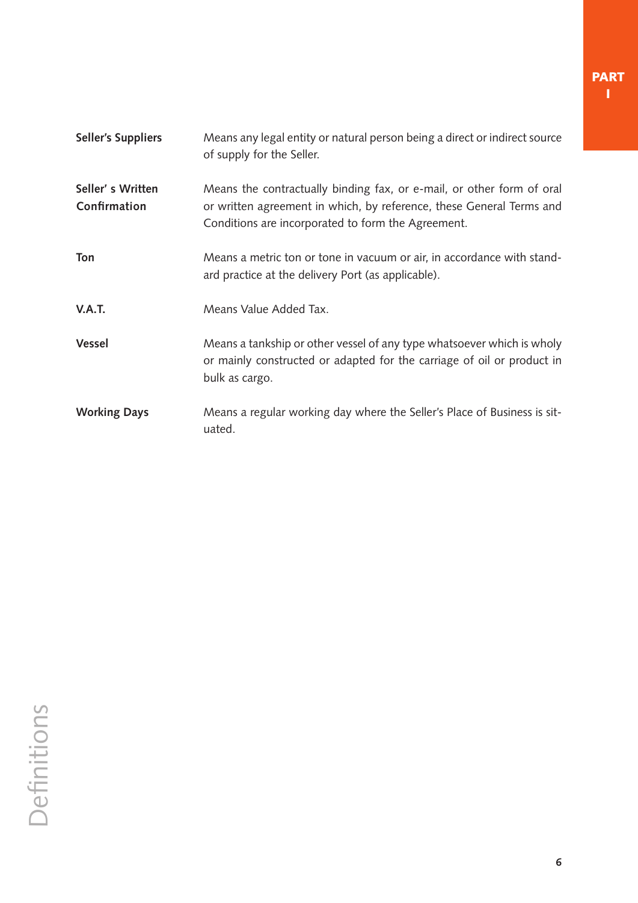| | |
|---|---|
| **Seller's Suppliers** | Means any legal entity or natural person being a direct or indirect source of supply for the Seller. |
| **Seller' s Written Confirmation** | Means the contractually binding fax, or e-mail, or other form of oral or written agreement in which, by reference, these General Terms and Conditions are incorporated to form the Agreement. |
| **Ton** | Means a metric ton or tone in vacuum or air, in accordance with standard practice at the delivery Port (as applicable). |
| **V.A.T.** | Means Value Added Tax. |
| **Vessel** | Means a tankship or other vessel of any type whatsoever which is wholy or mainly constructed or adapted for the carriage of oil or product in bulk as cargo. |
| **Working Days** | Means a regular working day where the Seller's Place of Business is situated. |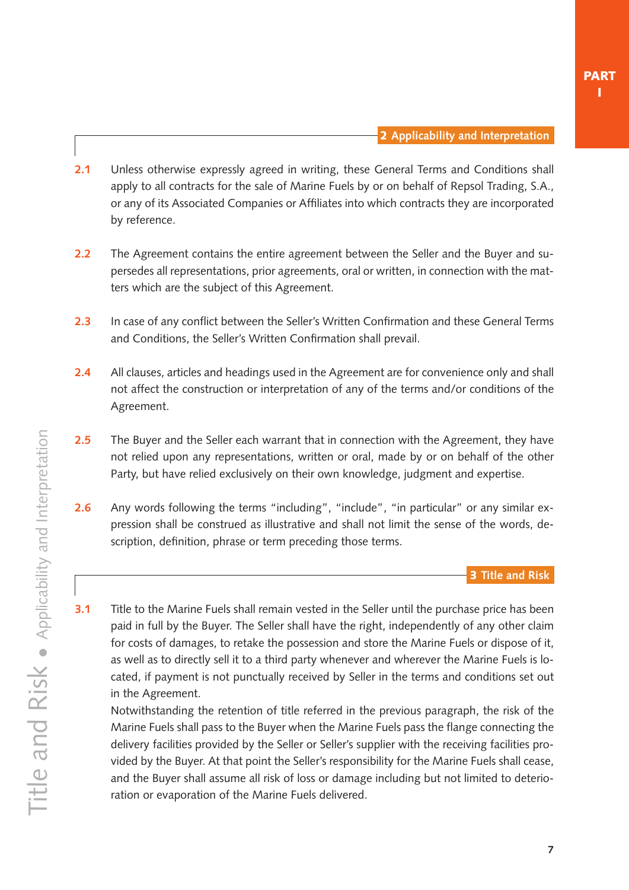## 2 Applicability and Interpretation

**2.1** Unless otherwise expressly agreed in writing, these General Terms and Conditions shall apply to all contracts for the sale of Marine Fuels by or on behalf of Repsol Trading, S.A., or any of its Associated Companies or Affiliates into which contracts they are incorporated by reference.

**2.2** The Agreement contains the entire agreement between the Seller and the Buyer and supersedes all representations, prior agreements, oral or written, in connection with the matters which are the subject of this Agreement.

**2.3** In case of any conflict between the Seller's Written Confirmation and these General Terms and Conditions, the Seller's Written Confirmation shall prevail.

**2.4** All clauses, articles and headings used in the Agreement are for convenience only and shall not affect the construction or interpretation of any of the terms and/or conditions of the Agreement.

**2.5** The Buyer and the Seller each warrant that in connection with the Agreement, they have not relied upon any representations, written or oral, made by or on behalf of the other Party, but have relied exclusively on their own knowledge, judgment and expertise.

**2.6** Any words following the terms "including", "include", "in particular" or any similar expression shall be construed as illustrative and shall not limit the sense of the words, description, definition, phrase or term preceding those terms.

## 3 Title and Risk

**3.1** Title to the Marine Fuels shall remain vested in the Seller until the purchase price has been paid in full by the Buyer. The Seller shall have the right, independently of any other claim for costs of damages, to retake the possession and store the Marine Fuels or dispose of it, as well as to directly sell it to a third party whenever and wherever the Marine Fuels is located, if payment is not punctually received by Seller in the terms and conditions set out in the Agreement.

Notwithstanding the retention of title referred in the previous paragraph, the risk of the Marine Fuels shall pass to the Buyer when the Marine Fuels pass the flange connecting the delivery facilities provided by the Seller or Seller's supplier with the receiving facilities provided by the Buyer. At that point the Seller's responsibility for the Marine Fuels shall cease, and the Buyer shall assume all risk of loss or damage including but not limited to deterioration or evaporation of the Marine Fuels delivered.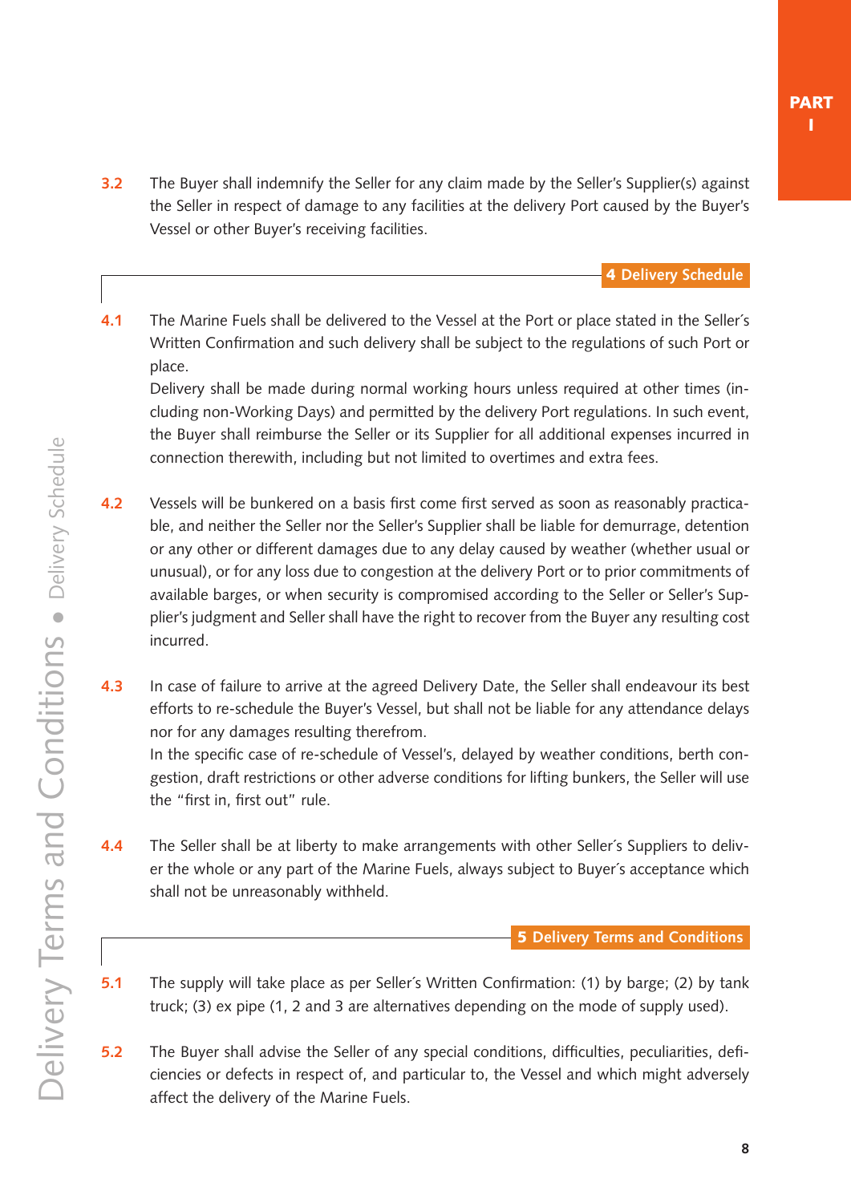**3.2** The Buyer shall indemnify the Seller for any claim made by the Seller's Supplier(s) against the Seller in respect of damage to any facilities at the delivery Port caused by the Buyer's Vessel or other Buyer's receiving facilities.

## 4 Delivery Schedule

**4.1** The Marine Fuels shall be delivered to the Vessel at the Port or place stated in the Seller´s Written Confirmation and such delivery shall be subject to the regulations of such Port or place.
Delivery shall be made during normal working hours unless required at other times (including non-Working Days) and permitted by the delivery Port regulations. In such event, the Buyer shall reimburse the Seller or its Supplier for all additional expenses incurred in connection therewith, including but not limited to overtimes and extra fees.

**4.2** Vessels will be bunkered on a basis first come first served as soon as reasonably practicable, and neither the Seller nor the Seller's Supplier shall be liable for demurrage, detention or any other or different damages due to any delay caused by weather (whether usual or unusual), or for any loss due to congestion at the delivery Port or to prior commitments of available barges, or when security is compromised according to the Seller or Seller's Supplier's judgment and Seller shall have the right to recover from the Buyer any resulting cost incurred.

**4.3** In case of failure to arrive at the agreed Delivery Date, the Seller shall endeavour its best efforts to re-schedule the Buyer's Vessel, but shall not be liable for any attendance delays nor for any damages resulting therefrom.
In the specific case of re-schedule of Vessel's, delayed by weather conditions, berth congestion, draft restrictions or other adverse conditions for lifting bunkers, the Seller will use the "first in, first out" rule.

**4.4** The Seller shall be at liberty to make arrangements with other Seller´s Suppliers to deliver the whole or any part of the Marine Fuels, always subject to Buyer´s acceptance which shall not be unreasonably withheld.

## 5 Delivery Terms and Conditions

**5.1** The supply will take place as per Seller´s Written Confirmation: (1) by barge; (2) by tank truck; (3) ex pipe (1, 2 and 3 are alternatives depending on the mode of supply used).

**5.2** The Buyer shall advise the Seller of any special conditions, difficulties, peculiarities, deficiencies or defects in respect of, and particular to, the Vessel and which might adversely affect the delivery of the Marine Fuels.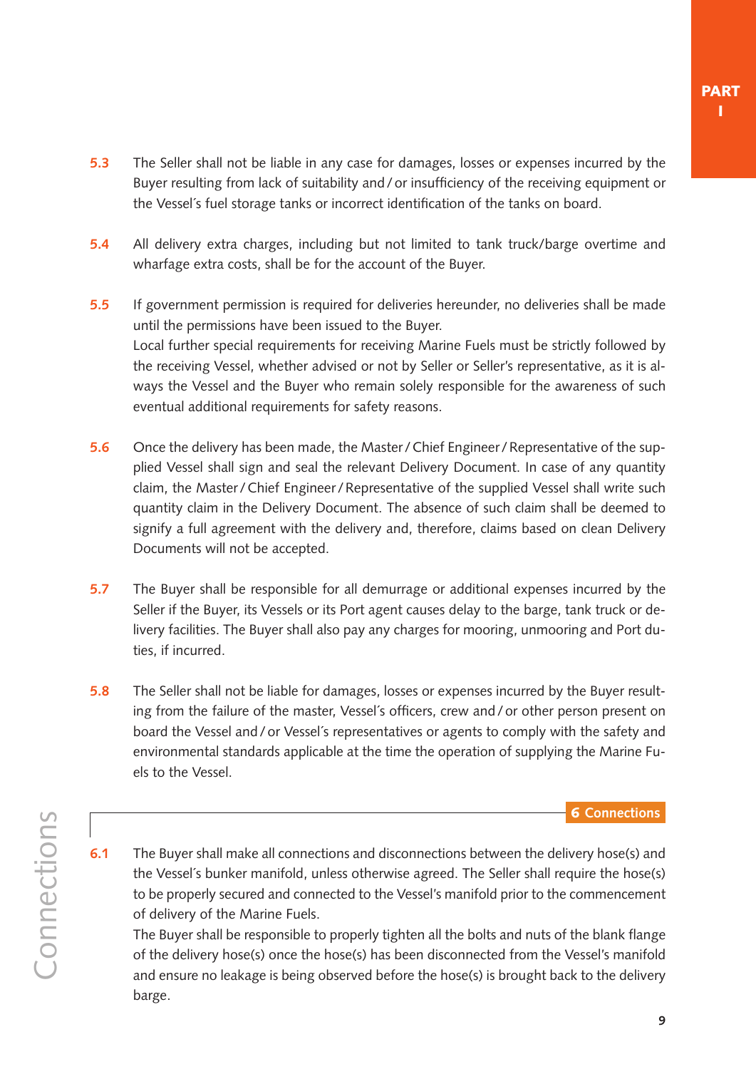**5.3** The Seller shall not be liable in any case for damages, losses or expenses incurred by the Buyer resulting from lack of suitability and / or insufficiency of the receiving equipment or the Vessel´s fuel storage tanks or incorrect identification of the tanks on board.

**5.4** All delivery extra charges, including but not limited to tank truck/barge overtime and wharfage extra costs, shall be for the account of the Buyer.

**5.5** If government permission is required for deliveries hereunder, no deliveries shall be made until the permissions have been issued to the Buyer.
Local further special requirements for receiving Marine Fuels must be strictly followed by the receiving Vessel, whether advised or not by Seller or Seller's representative, as it is always the Vessel and the Buyer who remain solely responsible for the awareness of such eventual additional requirements for safety reasons.

**5.6** Once the delivery has been made, the Master / Chief Engineer / Representative of the supplied Vessel shall sign and seal the relevant Delivery Document. In case of any quantity claim, the Master / Chief Engineer / Representative of the supplied Vessel shall write such quantity claim in the Delivery Document. The absence of such claim shall be deemed to signify a full agreement with the delivery and, therefore, claims based on clean Delivery Documents will not be accepted.

**5.7** The Buyer shall be responsible for all demurrage or additional expenses incurred by the Seller if the Buyer, its Vessels or its Port agent causes delay to the barge, tank truck or delivery facilities. The Buyer shall also pay any charges for mooring, unmooring and Port duties, if incurred.

**5.8** The Seller shall not be liable for damages, losses or expenses incurred by the Buyer resulting from the failure of the master, Vessel´s officers, crew and / or other person present on board the Vessel and / or Vessel´s representatives or agents to comply with the safety and environmental standards applicable at the time the operation of supplying the Marine Fuels to the Vessel.

## 6 Connections

**6.1** The Buyer shall make all connections and disconnections between the delivery hose(s) and the Vessel´s bunker manifold, unless otherwise agreed. The Seller shall require the hose(s) to be properly secured and connected to the Vessel's manifold prior to the commencement of delivery of the Marine Fuels.
The Buyer shall be responsible to properly tighten all the bolts and nuts of the blank flange of the delivery hose(s) once the hose(s) has been disconnected from the Vessel's manifold and ensure no leakage is being observed before the hose(s) is brought back to the delivery barge.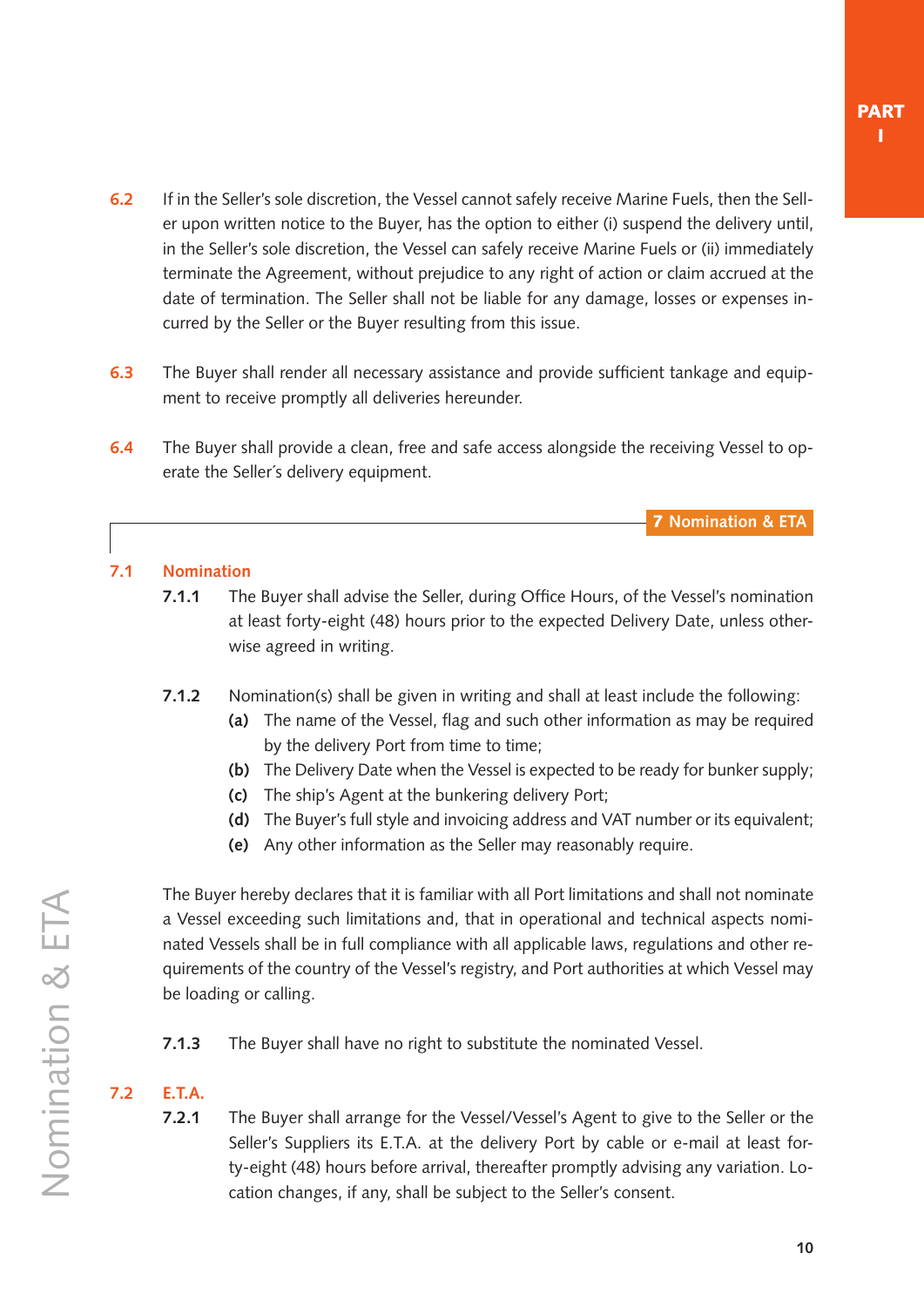**6.2** If in the Seller's sole discretion, the Vessel cannot safely receive Marine Fuels, then the Seller upon written notice to the Buyer, has the option to either (i) suspend the delivery until, in the Seller's sole discretion, the Vessel can safely receive Marine Fuels or (ii) immediately terminate the Agreement, without prejudice to any right of action or claim accrued at the date of termination. The Seller shall not be liable for any damage, losses or expenses incurred by the Seller or the Buyer resulting from this issue.

**6.3** The Buyer shall render all necessary assistance and provide sufficient tankage and equipment to receive promptly all deliveries hereunder.

**6.4** The Buyer shall provide a clean, free and safe access alongside the receiving Vessel to operate the Seller´s delivery equipment.

## 7 Nomination & ETA

### 7.1 Nomination

**7.1.1** The Buyer shall advise the Seller, during Office Hours, of the Vessel's nomination at least forty-eight (48) hours prior to the expected Delivery Date, unless otherwise agreed in writing.

**7.1.2** Nomination(s) shall be given in writing and shall at least include the following:

- **(a)** The name of the Vessel, flag and such other information as may be required by the delivery Port from time to time;
- **(b)** The Delivery Date when the Vessel is expected to be ready for bunker supply;
- **(c)** The ship's Agent at the bunkering delivery Port;
- **(d)** The Buyer's full style and invoicing address and VAT number or its equivalent;
- **(e)** Any other information as the Seller may reasonably require.

The Buyer hereby declares that it is familiar with all Port limitations and shall not nominate a Vessel exceeding such limitations and, that in operational and technical aspects nominated Vessels shall be in full compliance with all applicable laws, regulations and other requirements of the country of the Vessel's registry, and Port authorities at which Vessel may be loading or calling.

**7.1.3** The Buyer shall have no right to substitute the nominated Vessel.

### 7.2 E.T.A.

**7.2.1** The Buyer shall arrange for the Vessel/Vessel's Agent to give to the Seller or the Seller's Suppliers its E.T.A. at the delivery Port by cable or e-mail at least forty-eight (48) hours before arrival, thereafter promptly advising any variation. Location changes, if any, shall be subject to the Seller's consent.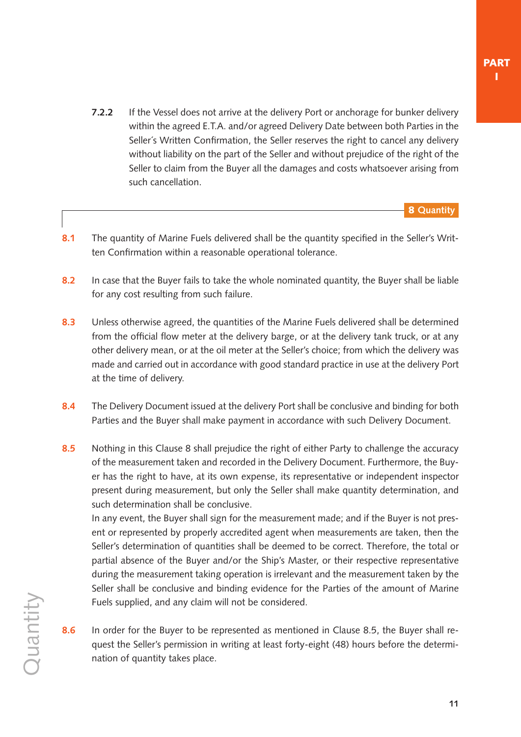**7.2.2** If the Vessel does not arrive at the delivery Port or anchorage for bunker delivery within the agreed E.T.A. and/or agreed Delivery Date between both Parties in the Seller´s Written Confirmation, the Seller reserves the right to cancel any delivery without liability on the part of the Seller and without prejudice of the right of the Seller to claim from the Buyer all the damages and costs whatsoever arising from such cancellation.

## 8 Quantity

**8.1** The quantity of Marine Fuels delivered shall be the quantity specified in the Seller's Written Confirmation within a reasonable operational tolerance.

**8.2** In case that the Buyer fails to take the whole nominated quantity, the Buyer shall be liable for any cost resulting from such failure.

**8.3** Unless otherwise agreed, the quantities of the Marine Fuels delivered shall be determined from the official flow meter at the delivery barge, or at the delivery tank truck, or at any other delivery mean, or at the oil meter at the Seller's choice; from which the delivery was made and carried out in accordance with good standard practice in use at the delivery Port at the time of delivery.

**8.4** The Delivery Document issued at the delivery Port shall be conclusive and binding for both Parties and the Buyer shall make payment in accordance with such Delivery Document.

**8.5** Nothing in this Clause 8 shall prejudice the right of either Party to challenge the accuracy of the measurement taken and recorded in the Delivery Document. Furthermore, the Buyer has the right to have, at its own expense, its representative or independent inspector present during measurement, but only the Seller shall make quantity determination, and such determination shall be conclusive.
In any event, the Buyer shall sign for the measurement made; and if the Buyer is not present or represented by properly accredited agent when measurements are taken, then the Seller's determination of quantities shall be deemed to be correct. Therefore, the total or partial absence of the Buyer and/or the Ship's Master, or their respective representative during the measurement taking operation is irrelevant and the measurement taken by the Seller shall be conclusive and binding evidence for the Parties of the amount of Marine Fuels supplied, and any claim will not be considered.

**8.6** In order for the Buyer to be represented as mentioned in Clause 8.5, the Buyer shall request the Seller's permission in writing at least forty-eight (48) hours before the determination of quantity takes place.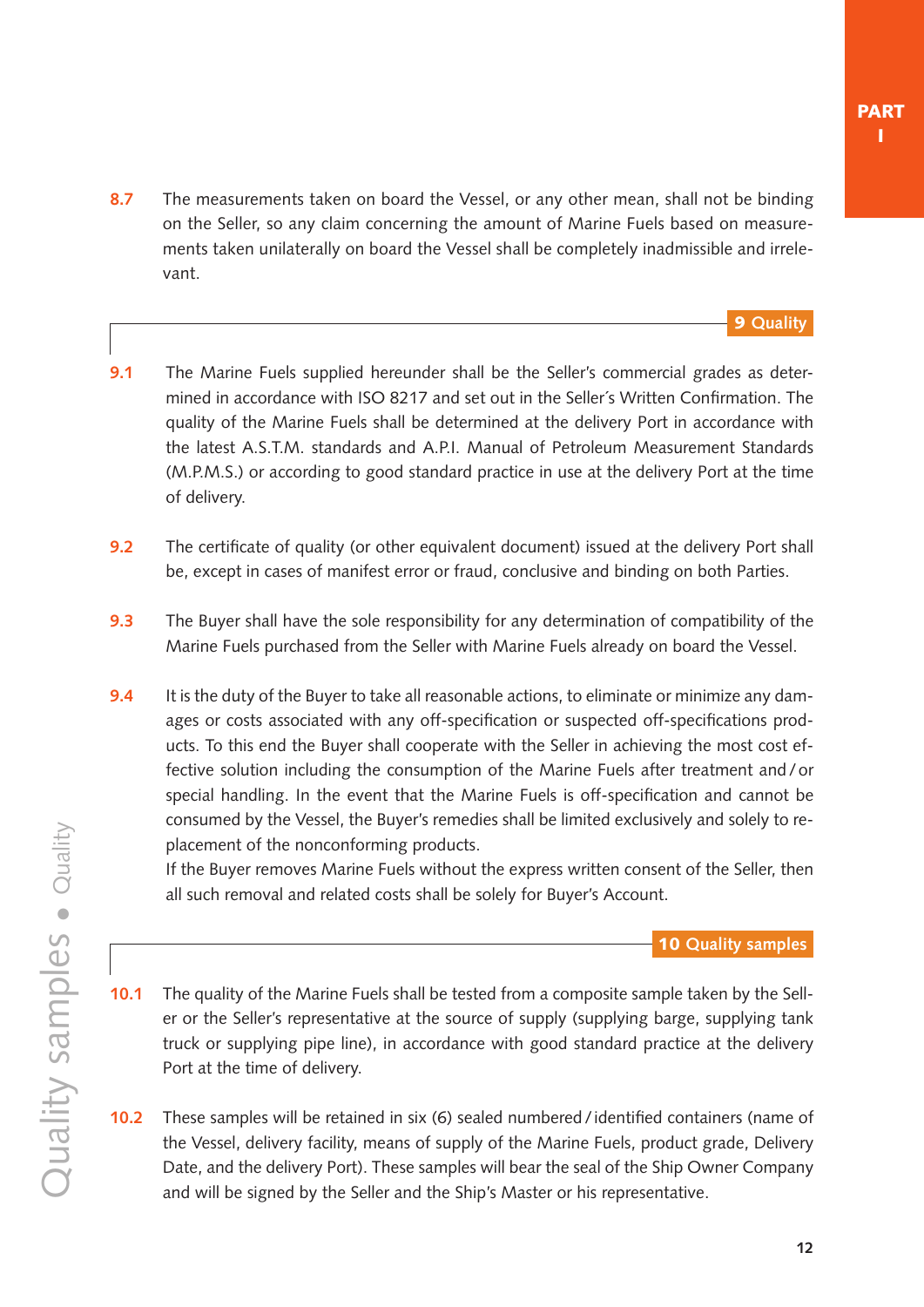**8.7** The measurements taken on board the Vessel, or any other mean, shall not be binding on the Seller, so any claim concerning the amount of Marine Fuels based on measurements taken unilaterally on board the Vessel shall be completely inadmissible and irrelevant.

## 9 Quality

**9.1** The Marine Fuels supplied hereunder shall be the Seller's commercial grades as determined in accordance with ISO 8217 and set out in the Seller´s Written Confirmation. The quality of the Marine Fuels shall be determined at the delivery Port in accordance with the latest A.S.T.M. standards and A.P.I. Manual of Petroleum Measurement Standards (M.P.M.S.) or according to good standard practice in use at the delivery Port at the time of delivery.

**9.2** The certificate of quality (or other equivalent document) issued at the delivery Port shall be, except in cases of manifest error or fraud, conclusive and binding on both Parties.

**9.3** The Buyer shall have the sole responsibility for any determination of compatibility of the Marine Fuels purchased from the Seller with Marine Fuels already on board the Vessel.

**9.4** It is the duty of the Buyer to take all reasonable actions, to eliminate or minimize any damages or costs associated with any off-specification or suspected off-specifications products. To this end the Buyer shall cooperate with the Seller in achieving the most cost effective solution including the consumption of the Marine Fuels after treatment and / or special handling. In the event that the Marine Fuels is off-specification and cannot be consumed by the Vessel, the Buyer's remedies shall be limited exclusively and solely to replacement of the nonconforming products.
If the Buyer removes Marine Fuels without the express written consent of the Seller, then all such removal and related costs shall be solely for Buyer's Account.

## 10 Quality samples

**10.1** The quality of the Marine Fuels shall be tested from a composite sample taken by the Seller or the Seller's representative at the source of supply (supplying barge, supplying tank truck or supplying pipe line), in accordance with good standard practice at the delivery Port at the time of delivery.

**10.2** These samples will be retained in six (6) sealed numbered / identified containers (name of the Vessel, delivery facility, means of supply of the Marine Fuels, product grade, Delivery Date, and the delivery Port). These samples will bear the seal of the Ship Owner Company and will be signed by the Seller and the Ship's Master or his representative.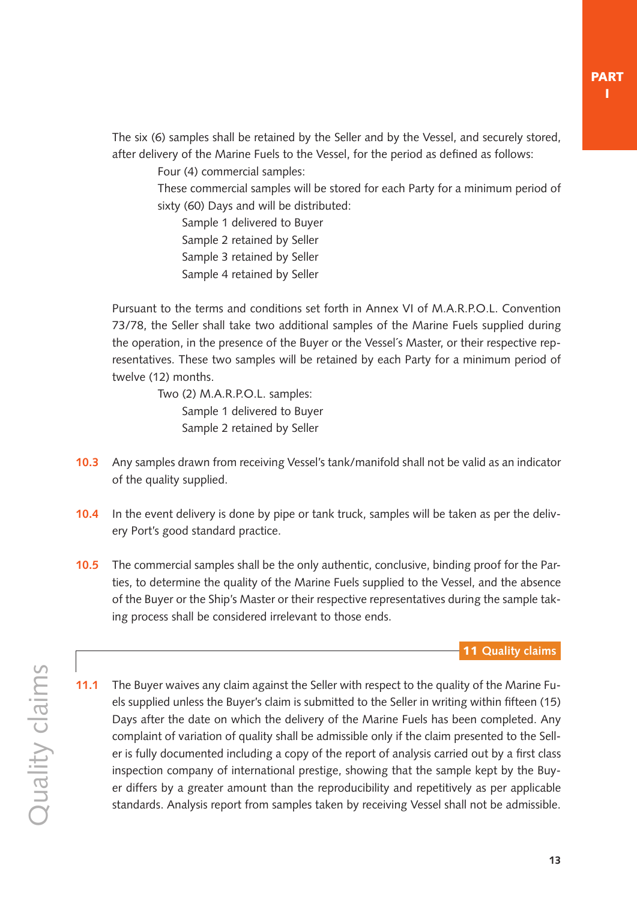The six (6) samples shall be retained by the Seller and by the Vessel, and securely stored, after delivery of the Marine Fuels to the Vessel, for the period as defined as follows:

Four (4) commercial samples:

These commercial samples will be stored for each Party for a minimum period of sixty (60) Days and will be distributed:

- Sample 1 delivered to Buyer
- Sample 2 retained by Seller
- Sample 3 retained by Seller
- Sample 4 retained by Seller

Pursuant to the terms and conditions set forth in Annex VI of M.A.R.P.O.L. Convention 73/78, the Seller shall take two additional samples of the Marine Fuels supplied during the operation, in the presence of the Buyer or the Vessel´s Master, or their respective representatives. These two samples will be retained by each Party for a minimum period of twelve (12) months.

Two (2) M.A.R.P.O.L. samples:

- Sample 1 delivered to Buyer
- Sample 2 retained by Seller

**10.3** Any samples drawn from receiving Vessel's tank/manifold shall not be valid as an indicator of the quality supplied.

**10.4** In the event delivery is done by pipe or tank truck, samples will be taken as per the delivery Port's good standard practice.

**10.5** The commercial samples shall be the only authentic, conclusive, binding proof for the Parties, to determine the quality of the Marine Fuels supplied to the Vessel, and the absence of the Buyer or the Ship's Master or their respective representatives during the sample taking process shall be considered irrelevant to those ends.

## 11 Quality claims

**11.1** The Buyer waives any claim against the Seller with respect to the quality of the Marine Fuels supplied unless the Buyer's claim is submitted to the Seller in writing within fifteen (15) Days after the date on which the delivery of the Marine Fuels has been completed. Any complaint of variation of quality shall be admissible only if the claim presented to the Seller is fully documented including a copy of the report of analysis carried out by a first class inspection company of international prestige, showing that the sample kept by the Buyer differs by a greater amount than the reproducibility and repetitively as per applicable standards. Analysis report from samples taken by receiving Vessel shall not be admissible.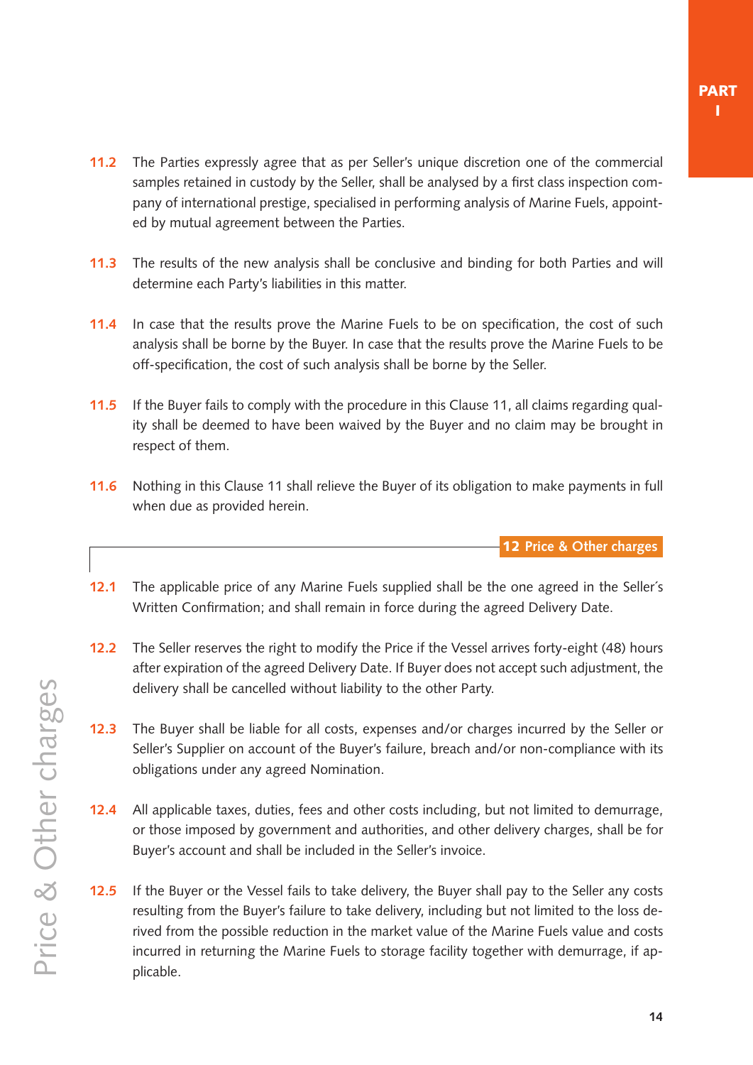**11.2** The Parties expressly agree that as per Seller's unique discretion one of the commercial samples retained in custody by the Seller, shall be analysed by a first class inspection company of international prestige, specialised in performing analysis of Marine Fuels, appointed by mutual agreement between the Parties.

**11.3** The results of the new analysis shall be conclusive and binding for both Parties and will determine each Party's liabilities in this matter.

**11.4** In case that the results prove the Marine Fuels to be on specification, the cost of such analysis shall be borne by the Buyer. In case that the results prove the Marine Fuels to be off-specification, the cost of such analysis shall be borne by the Seller.

**11.5** If the Buyer fails to comply with the procedure in this Clause 11, all claims regarding quality shall be deemed to have been waived by the Buyer and no claim may be brought in respect of them.

**11.6** Nothing in this Clause 11 shall relieve the Buyer of its obligation to make payments in full when due as provided herein.

## 12 Price & Other charges

**12.1** The applicable price of any Marine Fuels supplied shall be the one agreed in the Seller´s Written Confirmation; and shall remain in force during the agreed Delivery Date.

**12.2** The Seller reserves the right to modify the Price if the Vessel arrives forty-eight (48) hours after expiration of the agreed Delivery Date. If Buyer does not accept such adjustment, the delivery shall be cancelled without liability to the other Party.

**12.3** The Buyer shall be liable for all costs, expenses and/or charges incurred by the Seller or Seller's Supplier on account of the Buyer's failure, breach and/or non-compliance with its obligations under any agreed Nomination.

**12.4** All applicable taxes, duties, fees and other costs including, but not limited to demurrage, or those imposed by government and authorities, and other delivery charges, shall be for Buyer's account and shall be included in the Seller's invoice.

**12.5** If the Buyer or the Vessel fails to take delivery, the Buyer shall pay to the Seller any costs resulting from the Buyer's failure to take delivery, including but not limited to the loss derived from the possible reduction in the market value of the Marine Fuels value and costs incurred in returning the Marine Fuels to storage facility together with demurrage, if applicable.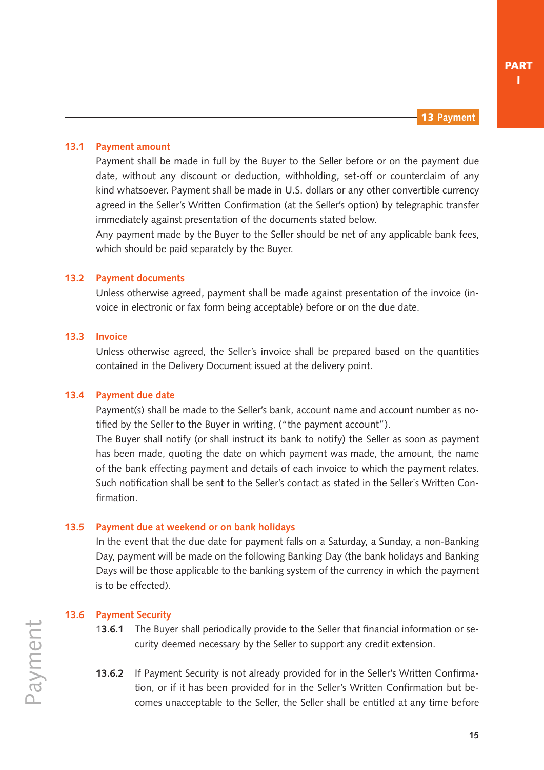## 13 Payment

### 13.1 Payment amount

Payment shall be made in full by the Buyer to the Seller before or on the payment due date, without any discount or deduction, withholding, set-off or counterclaim of any kind whatsoever. Payment shall be made in U.S. dollars or any other convertible currency agreed in the Seller's Written Confirmation (at the Seller's option) by telegraphic transfer immediately against presentation of the documents stated below.

Any payment made by the Buyer to the Seller should be net of any applicable bank fees, which should be paid separately by the Buyer.

### 13.2 Payment documents

Unless otherwise agreed, payment shall be made against presentation of the invoice (invoice in electronic or fax form being acceptable) before or on the due date.

### 13.3 Invoice

Unless otherwise agreed, the Seller's invoice shall be prepared based on the quantities contained in the Delivery Document issued at the delivery point.

### 13.4 Payment due date

Payment(s) shall be made to the Seller's bank, account name and account number as notified by the Seller to the Buyer in writing, ("the payment account").

The Buyer shall notify (or shall instruct its bank to notify) the Seller as soon as payment has been made, quoting the date on which payment was made, the amount, the name of the bank effecting payment and details of each invoice to which the payment relates. Such notification shall be sent to the Seller's contact as stated in the Seller´s Written Confirmation.

### 13.5 Payment due at weekend or on bank holidays

In the event that the due date for payment falls on a Saturday, a Sunday, a non-Banking Day, payment will be made on the following Banking Day (the bank holidays and Banking Days will be those applicable to the banking system of the currency in which the payment is to be effected).

### 13.6 Payment Security

**13.6.1** The Buyer shall periodically provide to the Seller that financial information or security deemed necessary by the Seller to support any credit extension.

**13.6.2** If Payment Security is not already provided for in the Seller's Written Confirmation, or if it has been provided for in the Seller's Written Confirmation but becomes unacceptable to the Seller, the Seller shall be entitled at any time before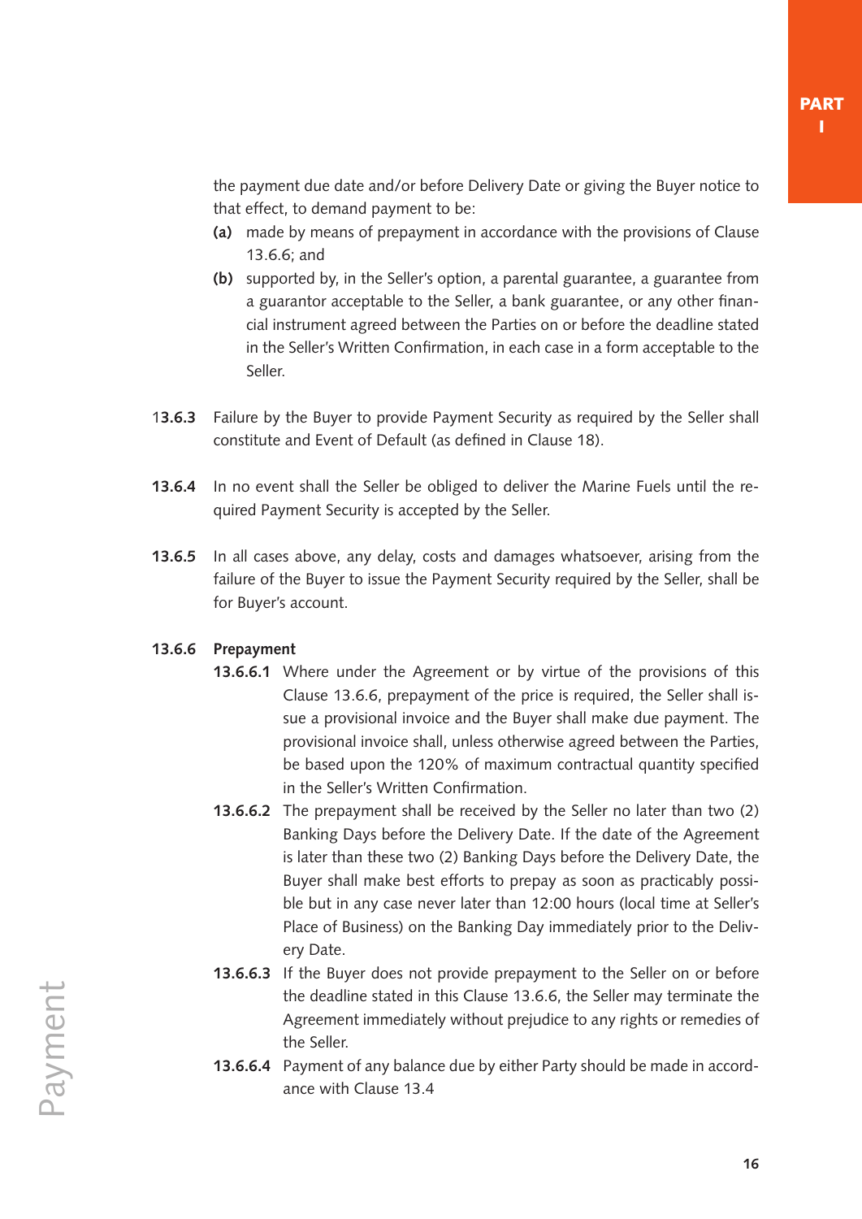the payment due date and/or before Delivery Date or giving the Buyer notice to that effect, to demand payment to be:

**(a)** made by means of prepayment in accordance with the provisions of Clause 13.6.6; and

**(b)** supported by, in the Seller's option, a parental guarantee, a guarantee from a guarantor acceptable to the Seller, a bank guarantee, or any other financial instrument agreed between the Parties on or before the deadline stated in the Seller's Written Confirmation, in each case in a form acceptable to the Seller.

**13.6.3** Failure by the Buyer to provide Payment Security as required by the Seller shall constitute and Event of Default (as defined in Clause 18).

**13.6.4** In no event shall the Seller be obliged to deliver the Marine Fuels until the required Payment Security is accepted by the Seller.

**13.6.5** In all cases above, any delay, costs and damages whatsoever, arising from the failure of the Buyer to issue the Payment Security required by the Seller, shall be for Buyer's account.

**13.6.6 Prepayment**

**13.6.6.1** Where under the Agreement or by virtue of the provisions of this Clause 13.6.6, prepayment of the price is required, the Seller shall issue a provisional invoice and the Buyer shall make due payment. The provisional invoice shall, unless otherwise agreed between the Parties, be based upon the 120% of maximum contractual quantity specified in the Seller's Written Confirmation.

**13.6.6.2** The prepayment shall be received by the Seller no later than two (2) Banking Days before the Delivery Date. If the date of the Agreement is later than these two (2) Banking Days before the Delivery Date, the Buyer shall make best efforts to prepay as soon as practicably possible but in any case never later than 12:00 hours (local time at Seller's Place of Business) on the Banking Day immediately prior to the Delivery Date.

**13.6.6.3** If the Buyer does not provide prepayment to the Seller on or before the deadline stated in this Clause 13.6.6, the Seller may terminate the Agreement immediately without prejudice to any rights or remedies of the Seller.

**13.6.6.4** Payment of any balance due by either Party should be made in accordance with Clause 13.4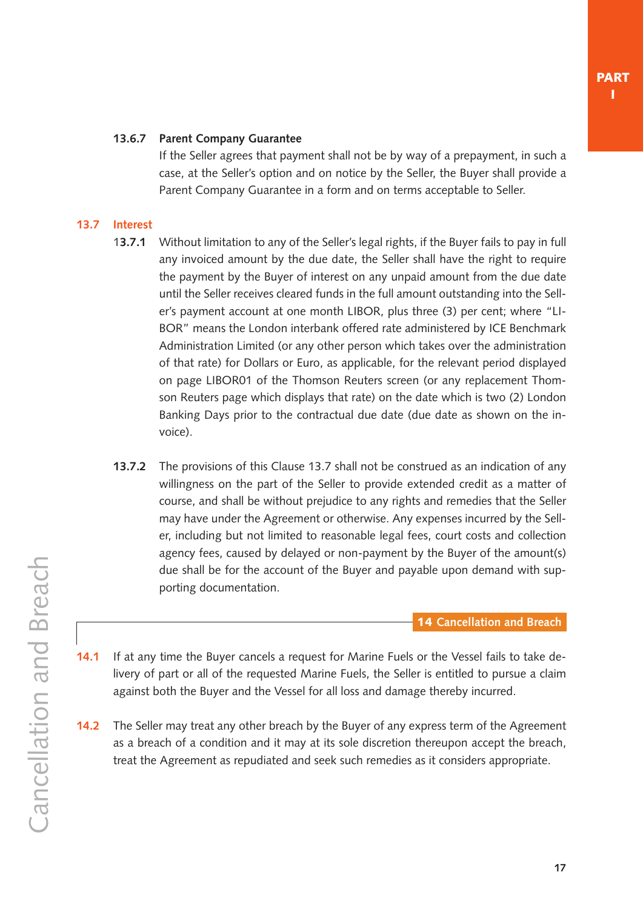**13.6.7 Parent Company Guarantee**

If the Seller agrees that payment shall not be by way of a prepayment, in such a case, at the Seller's option and on notice by the Seller, the Buyer shall provide a Parent Company Guarantee in a form and on terms acceptable to Seller.

### 13.7 Interest

**13.7.1** Without limitation to any of the Seller's legal rights, if the Buyer fails to pay in full any invoiced amount by the due date, the Seller shall have the right to require the payment by the Buyer of interest on any unpaid amount from the due date until the Seller receives cleared funds in the full amount outstanding into the Seller's payment account at one month LIBOR, plus three (3) per cent; where "LIBOR" means the London interbank offered rate administered by ICE Benchmark Administration Limited (or any other person which takes over the administration of that rate) for Dollars or Euro, as applicable, for the relevant period displayed on page LIBOR01 of the Thomson Reuters screen (or any replacement Thomson Reuters page which displays that rate) on the date which is two (2) London Banking Days prior to the contractual due date (due date as shown on the invoice).

**13.7.2** The provisions of this Clause 13.7 shall not be construed as an indication of any willingness on the part of the Seller to provide extended credit as a matter of course, and shall be without prejudice to any rights and remedies that the Seller may have under the Agreement or otherwise. Any expenses incurred by the Seller, including but not limited to reasonable legal fees, court costs and collection agency fees, caused by delayed or non-payment by the Buyer of the amount(s) due shall be for the account of the Buyer and payable upon demand with supporting documentation.

## 14 Cancellation and Breach

**14.1** If at any time the Buyer cancels a request for Marine Fuels or the Vessel fails to take delivery of part or all of the requested Marine Fuels, the Seller is entitled to pursue a claim against both the Buyer and the Vessel for all loss and damage thereby incurred.

**14.2** The Seller may treat any other breach by the Buyer of any express term of the Agreement as a breach of a condition and it may at its sole discretion thereupon accept the breach, treat the Agreement as repudiated and seek such remedies as it considers appropriate.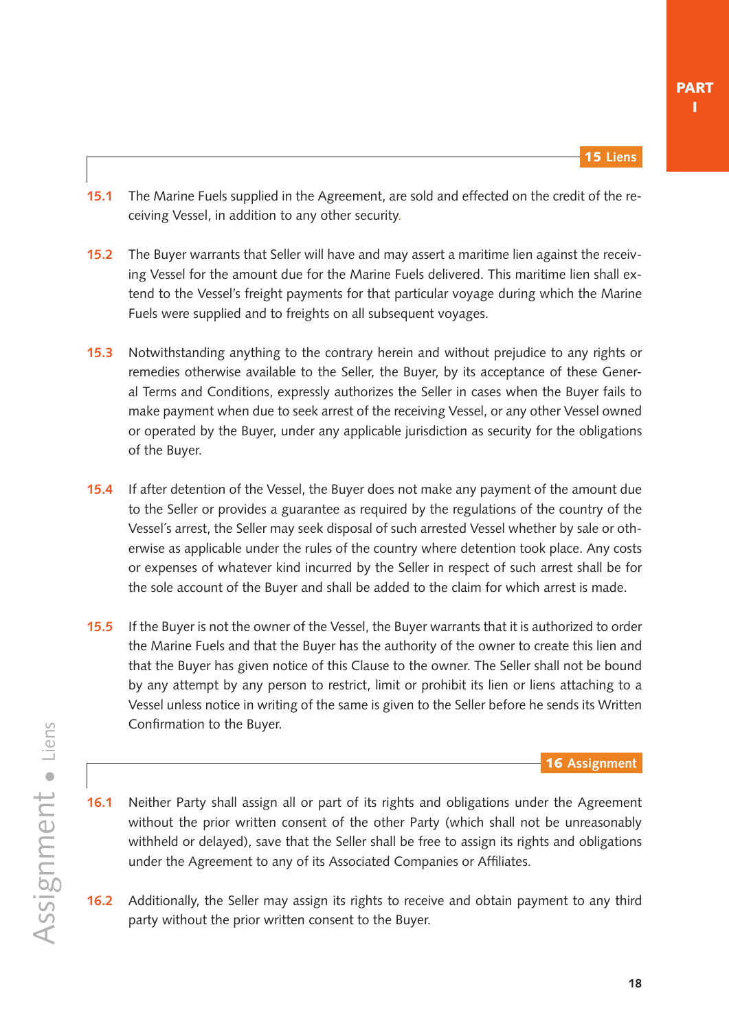## 15 Liens

**15.1** The Marine Fuels supplied in the Agreement, are sold and effected on the credit of the receiving Vessel, in addition to any other security.

**15.2** The Buyer warrants that Seller will have and may assert a maritime lien against the receiving Vessel for the amount due for the Marine Fuels delivered. This maritime lien shall extend to the Vessel's freight payments for that particular voyage during which the Marine Fuels were supplied and to freights on all subsequent voyages.

**15.3** Notwithstanding anything to the contrary herein and without prejudice to any rights or remedies otherwise available to the Seller, the Buyer, by its acceptance of these General Terms and Conditions, expressly authorizes the Seller in cases when the Buyer fails to make payment when due to seek arrest of the receiving Vessel, or any other Vessel owned or operated by the Buyer, under any applicable jurisdiction as security for the obligations of the Buyer.

**15.4** If after detention of the Vessel, the Buyer does not make any payment of the amount due to the Seller or provides a guarantee as required by the regulations of the country of the Vessel´s arrest, the Seller may seek disposal of such arrested Vessel whether by sale or otherwise as applicable under the rules of the country where detention took place. Any costs or expenses of whatever kind incurred by the Seller in respect of such arrest shall be for the sole account of the Buyer and shall be added to the claim for which arrest is made.

**15.5** If the Buyer is not the owner of the Vessel, the Buyer warrants that it is authorized to order the Marine Fuels and that the Buyer has the authority of the owner to create this lien and that the Buyer has given notice of this Clause to the owner. The Seller shall not be bound by any attempt by any person to restrict, limit or prohibit its lien or liens attaching to a Vessel unless notice in writing of the same is given to the Seller before he sends its Written Confirmation to the Buyer.

## 16 Assignment

**16.1** Neither Party shall assign all or part of its rights and obligations under the Agreement without the prior written consent of the other Party (which shall not be unreasonably withheld or delayed), save that the Seller shall be free to assign its rights and obligations under the Agreement to any of its Associated Companies or Affiliates.

**16.2** Additionally, the Seller may assign its rights to receive and obtain payment to any third party without the prior written consent to the Buyer.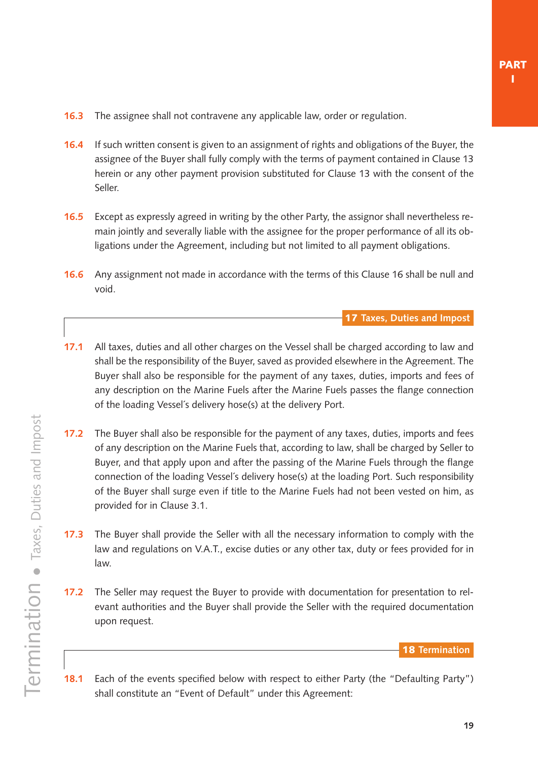**16.3** The assignee shall not contravene any applicable law, order or regulation.

**16.4** If such written consent is given to an assignment of rights and obligations of the Buyer, the assignee of the Buyer shall fully comply with the terms of payment contained in Clause 13 herein or any other payment provision substituted for Clause 13 with the consent of the Seller.

**16.5** Except as expressly agreed in writing by the other Party, the assignor shall nevertheless remain jointly and severally liable with the assignee for the proper performance of all its obligations under the Agreement, including but not limited to all payment obligations.

**16.6** Any assignment not made in accordance with the terms of this Clause 16 shall be null and void.

## 17 Taxes, Duties and Impost

**17.1** All taxes, duties and all other charges on the Vessel shall be charged according to law and shall be the responsibility of the Buyer, saved as provided elsewhere in the Agreement. The Buyer shall also be responsible for the payment of any taxes, duties, imports and fees of any description on the Marine Fuels after the Marine Fuels passes the flange connection of the loading Vessel´s delivery hose(s) at the delivery Port.

**17.2** The Buyer shall also be responsible for the payment of any taxes, duties, imports and fees of any description on the Marine Fuels that, according to law, shall be charged by Seller to Buyer, and that apply upon and after the passing of the Marine Fuels through the flange connection of the loading Vessel´s delivery hose(s) at the loading Port. Such responsibility of the Buyer shall surge even if title to the Marine Fuels had not been vested on him, as provided for in Clause 3.1.

**17.3** The Buyer shall provide the Seller with all the necessary information to comply with the law and regulations on V.A.T., excise duties or any other tax, duty or fees provided for in law.

**17.2** The Seller may request the Buyer to provide with documentation for presentation to relevant authorities and the Buyer shall provide the Seller with the required documentation upon request.

## 18 Termination

**18.1** Each of the events specified below with respect to either Party (the "Defaulting Party") shall constitute an "Event of Default" under this Agreement: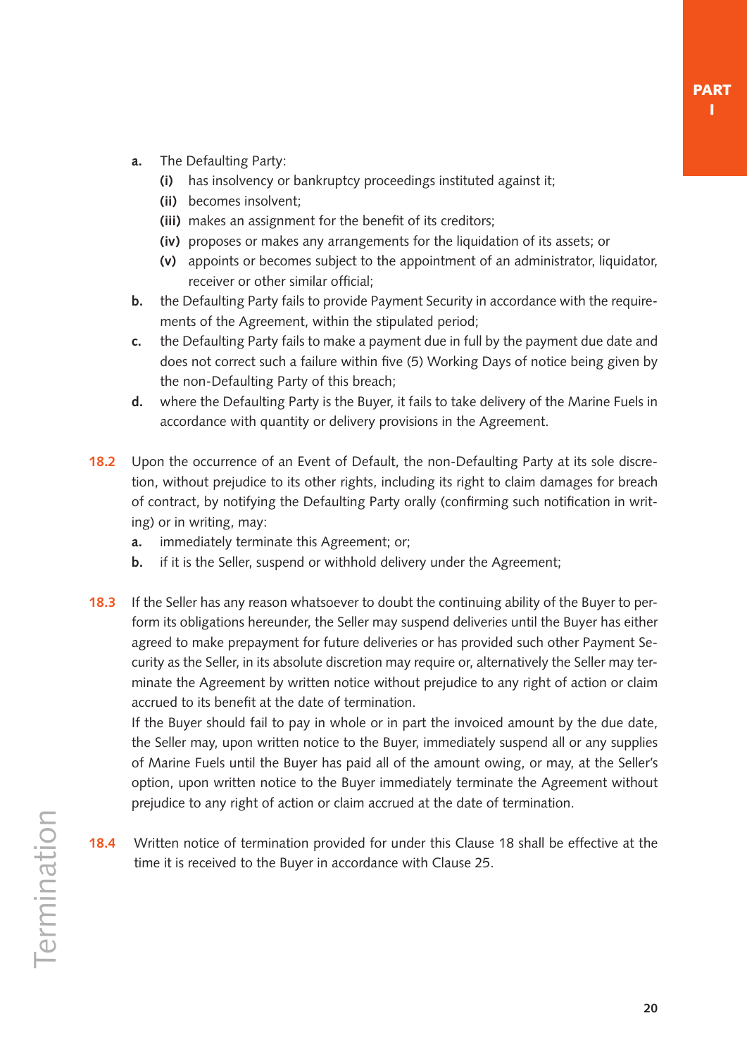- **a.** The Defaulting Party:
  - **(i)** has insolvency or bankruptcy proceedings instituted against it;
  - **(ii)** becomes insolvent;
  - **(iii)** makes an assignment for the benefit of its creditors;
  - **(iv)** proposes or makes any arrangements for the liquidation of its assets; or
  - **(v)** appoints or becomes subject to the appointment of an administrator, liquidator, receiver or other similar official;
- **b.** the Defaulting Party fails to provide Payment Security in accordance with the requirements of the Agreement, within the stipulated period;
- **c.** the Defaulting Party fails to make a payment due in full by the payment due date and does not correct such a failure within five (5) Working Days of notice being given by the non-Defaulting Party of this breach;
- **d.** where the Defaulting Party is the Buyer, it fails to take delivery of the Marine Fuels in accordance with quantity or delivery provisions in the Agreement.

**18.2** Upon the occurrence of an Event of Default, the non-Defaulting Party at its sole discretion, without prejudice to its other rights, including its right to claim damages for breach of contract, by notifying the Defaulting Party orally (confirming such notification in writing) or in writing, may:

- **a.** immediately terminate this Agreement; or;
- **b.** if it is the Seller, suspend or withhold delivery under the Agreement;

**18.3** If the Seller has any reason whatsoever to doubt the continuing ability of the Buyer to perform its obligations hereunder, the Seller may suspend deliveries until the Buyer has either agreed to make prepayment for future deliveries or has provided such other Payment Security as the Seller, in its absolute discretion may require or, alternatively the Seller may terminate the Agreement by written notice without prejudice to any right of action or claim accrued to its benefit at the date of termination.

If the Buyer should fail to pay in whole or in part the invoiced amount by the due date, the Seller may, upon written notice to the Buyer, immediately suspend all or any supplies of Marine Fuels until the Buyer has paid all of the amount owing, or may, at the Seller's option, upon written notice to the Buyer immediately terminate the Agreement without prejudice to any right of action or claim accrued at the date of termination.

**18.4** Written notice of termination provided for under this Clause 18 shall be effective at the time it is received to the Buyer in accordance with Clause 25.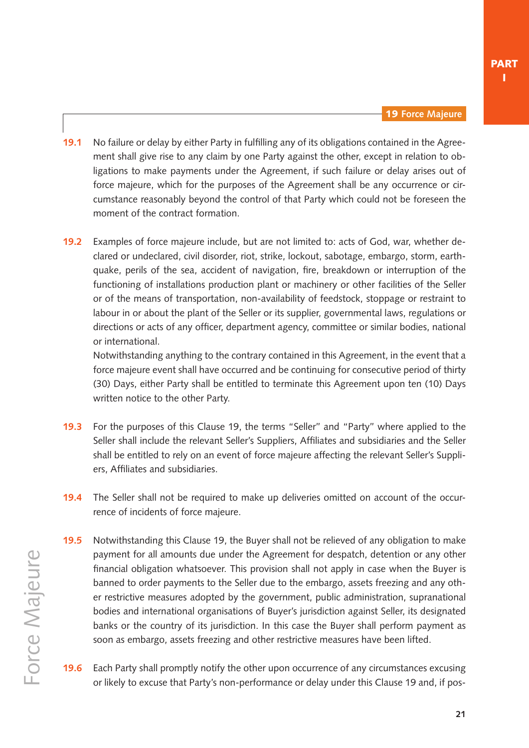## 19 Force Majeure

**19.1** No failure or delay by either Party in fulfilling any of its obligations contained in the Agreement shall give rise to any claim by one Party against the other, except in relation to obligations to make payments under the Agreement, if such failure or delay arises out of force majeure, which for the purposes of the Agreement shall be any occurrence or circumstance reasonably beyond the control of that Party which could not be foreseen the moment of the contract formation.

**19.2** Examples of force majeure include, but are not limited to: acts of God, war, whether declared or undeclared, civil disorder, riot, strike, lockout, sabotage, embargo, storm, earthquake, perils of the sea, accident of navigation, fire, breakdown or interruption of the functioning of installations production plant or machinery or other facilities of the Seller or of the means of transportation, non-availability of feedstock, stoppage or restraint to labour in or about the plant of the Seller or its supplier, governmental laws, regulations or directions or acts of any officer, department agency, committee or similar bodies, national or international.
Notwithstanding anything to the contrary contained in this Agreement, in the event that a force majeure event shall have occurred and be continuing for consecutive period of thirty (30) Days, either Party shall be entitled to terminate this Agreement upon ten (10) Days written notice to the other Party.

**19.3** For the purposes of this Clause 19, the terms "Seller" and "Party" where applied to the Seller shall include the relevant Seller's Suppliers, Affiliates and subsidiaries and the Seller shall be entitled to rely on an event of force majeure affecting the relevant Seller's Suppliers, Affiliates and subsidiaries.

**19.4** The Seller shall not be required to make up deliveries omitted on account of the occurrence of incidents of force majeure.

**19.5** Notwithstanding this Clause 19, the Buyer shall not be relieved of any obligation to make payment for all amounts due under the Agreement for despatch, detention or any other financial obligation whatsoever. This provision shall not apply in case when the Buyer is banned to order payments to the Seller due to the embargo, assets freezing and any other restrictive measures adopted by the government, public administration, supranational bodies and international organisations of Buyer's jurisdiction against Seller, its designated banks or the country of its jurisdiction. In this case the Buyer shall perform payment as soon as embargo, assets freezing and other restrictive measures have been lifted.

**19.6** Each Party shall promptly notify the other upon occurrence of any circumstances excusing or likely to excuse that Party's non-performance or delay under this Clause 19 and, if pos-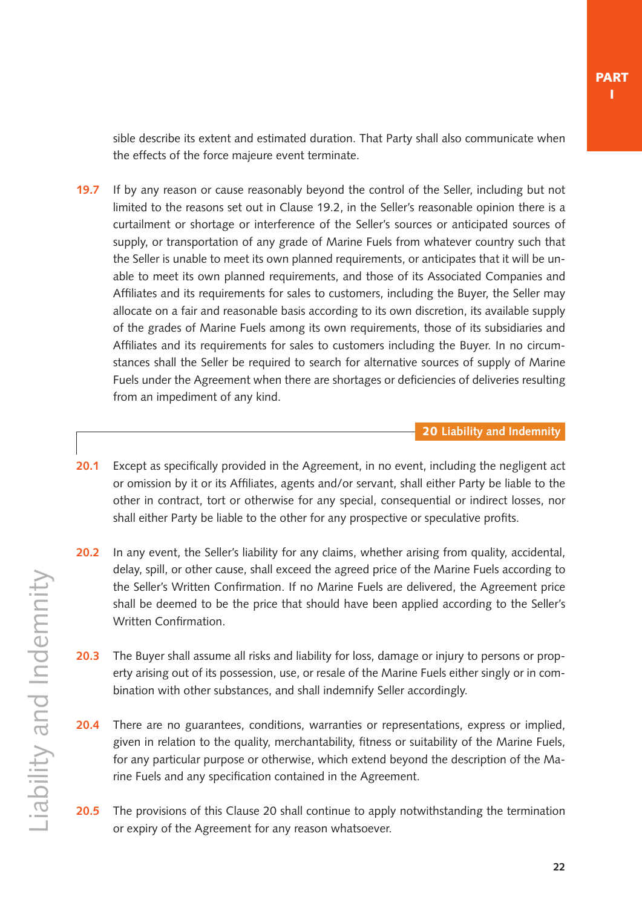sible describe its extent and estimated duration. That Party shall also communicate when the effects of the force majeure event terminate.

**19.7** If by any reason or cause reasonably beyond the control of the Seller, including but not limited to the reasons set out in Clause 19.2, in the Seller's reasonable opinion there is a curtailment or shortage or interference of the Seller's sources or anticipated sources of supply, or transportation of any grade of Marine Fuels from whatever country such that the Seller is unable to meet its own planned requirements, or anticipates that it will be unable to meet its own planned requirements, and those of its Associated Companies and Affiliates and its requirements for sales to customers, including the Buyer, the Seller may allocate on a fair and reasonable basis according to its own discretion, its available supply of the grades of Marine Fuels among its own requirements, those of its subsidiaries and Affiliates and its requirements for sales to customers including the Buyer. In no circumstances shall the Seller be required to search for alternative sources of supply of Marine Fuels under the Agreement when there are shortages or deficiencies of deliveries resulting from an impediment of any kind.

## 20 Liability and Indemnity

**20.1** Except as specifically provided in the Agreement, in no event, including the negligent act or omission by it or its Affiliates, agents and/or servant, shall either Party be liable to the other in contract, tort or otherwise for any special, consequential or indirect losses, nor shall either Party be liable to the other for any prospective or speculative profits.

**20.2** In any event, the Seller's liability for any claims, whether arising from quality, accidental, delay, spill, or other cause, shall exceed the agreed price of the Marine Fuels according to the Seller's Written Confirmation. If no Marine Fuels are delivered, the Agreement price shall be deemed to be the price that should have been applied according to the Seller's Written Confirmation.

**20.3** The Buyer shall assume all risks and liability for loss, damage or injury to persons or property arising out of its possession, use, or resale of the Marine Fuels either singly or in combination with other substances, and shall indemnify Seller accordingly.

**20.4** There are no guarantees, conditions, warranties or representations, express or implied, given in relation to the quality, merchantability, fitness or suitability of the Marine Fuels, for any particular purpose or otherwise, which extend beyond the description of the Marine Fuels and any specification contained in the Agreement.

**20.5** The provisions of this Clause 20 shall continue to apply notwithstanding the termination or expiry of the Agreement for any reason whatsoever.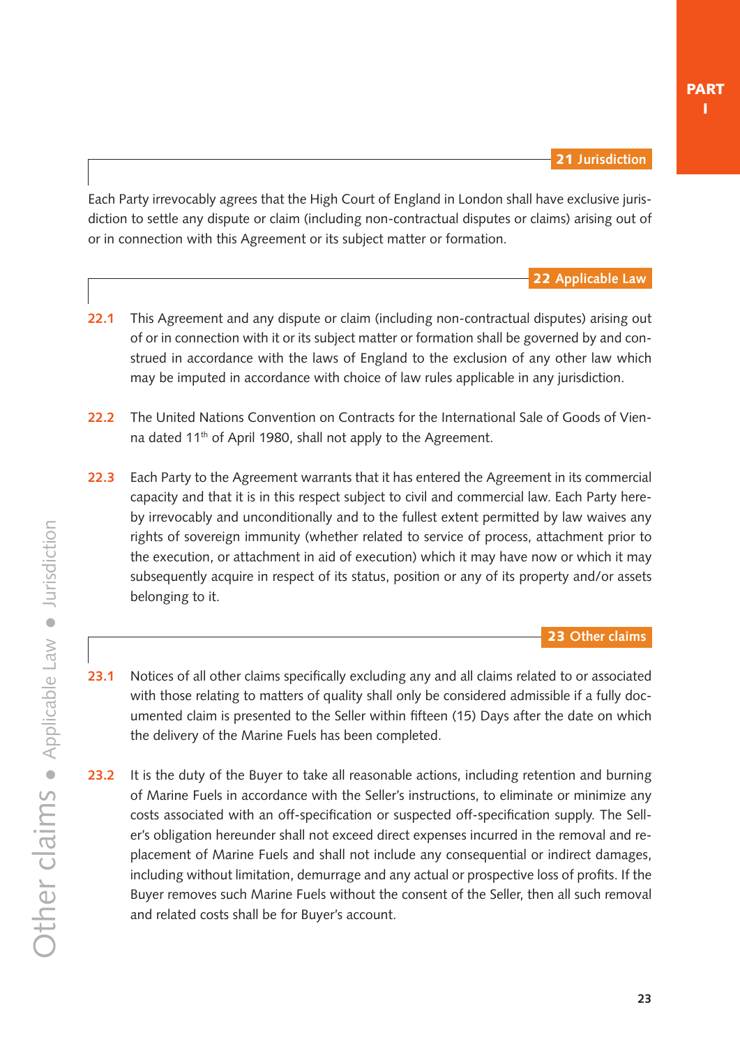## 21 Jurisdiction

Each Party irrevocably agrees that the High Court of England in London shall have exclusive jurisdiction to settle any dispute or claim (including non-contractual disputes or claims) arising out of or in connection with this Agreement or its subject matter or formation.

## 22 Applicable Law

**22.1** This Agreement and any dispute or claim (including non-contractual disputes) arising out of or in connection with it or its subject matter or formation shall be governed by and construed in accordance with the laws of England to the exclusion of any other law which may be imputed in accordance with choice of law rules applicable in any jurisdiction.

**22.2** The United Nations Convention on Contracts for the International Sale of Goods of Vienna dated 11th of April 1980, shall not apply to the Agreement.

**22.3** Each Party to the Agreement warrants that it has entered the Agreement in its commercial capacity and that it is in this respect subject to civil and commercial law. Each Party hereby irrevocably and unconditionally and to the fullest extent permitted by law waives any rights of sovereign immunity (whether related to service of process, attachment prior to the execution, or attachment in aid of execution) which it may have now or which it may subsequently acquire in respect of its status, position or any of its property and/or assets belonging to it.

## 23 Other claims

**23.1** Notices of all other claims specifically excluding any and all claims related to or associated with those relating to matters of quality shall only be considered admissible if a fully documented claim is presented to the Seller within fifteen (15) Days after the date on which the delivery of the Marine Fuels has been completed.

**23.2** It is the duty of the Buyer to take all reasonable actions, including retention and burning of Marine Fuels in accordance with the Seller's instructions, to eliminate or minimize any costs associated with an off-specification or suspected off-specification supply. The Seller's obligation hereunder shall not exceed direct expenses incurred in the removal and replacement of Marine Fuels and shall not include any consequential or indirect damages, including without limitation, demurrage and any actual or prospective loss of profits. If the Buyer removes such Marine Fuels without the consent of the Seller, then all such removal and related costs shall be for Buyer's account.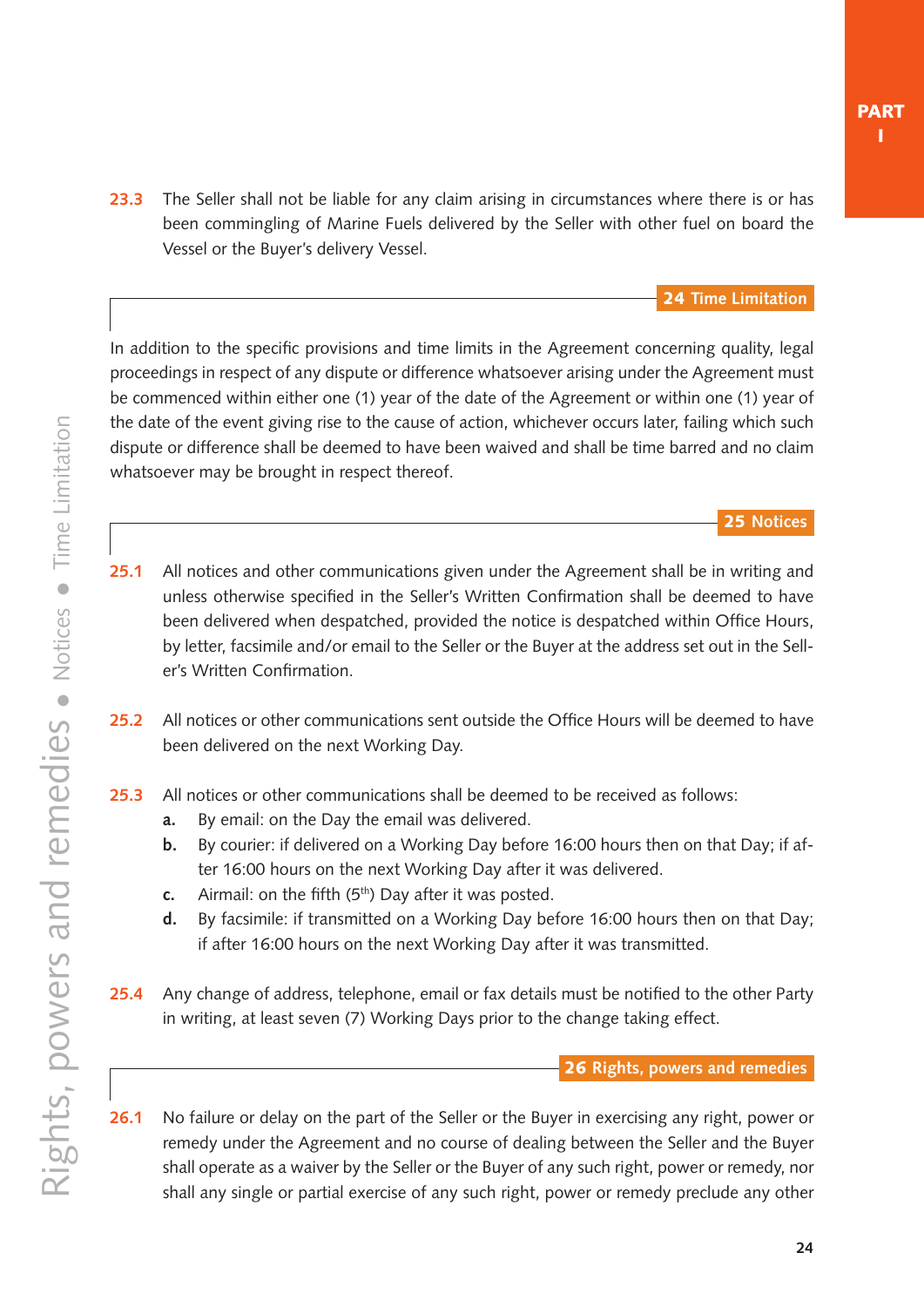23.3 The Seller shall not be liable for any claim arising in circumstances where there is or has been commingling of Marine Fuels delivered by the Seller with other fuel on board the Vessel or the Buyer's delivery Vessel.

## 24 Time Limitation

In addition to the specific provisions and time limits in the Agreement concerning quality, legal proceedings in respect of any dispute or difference whatsoever arising under the Agreement must be commenced within either one (1) year of the date of the Agreement or within one (1) year of the date of the event giving rise to the cause of action, whichever occurs later, failing which such dispute or difference shall be deemed to have been waived and shall be time barred and no claim whatsoever may be brought in respect thereof.

## 25 Notices

25.1 All notices and other communications given under the Agreement shall be in writing and unless otherwise specified in the Seller's Written Confirmation shall be deemed to have been delivered when despatched, provided the notice is despatched within Office Hours, by letter, facsimile and/or email to the Seller or the Buyer at the address set out in the Seller's Written Confirmation.

25.2 All notices or other communications sent outside the Office Hours will be deemed to have been delivered on the next Working Day.

25.3 All notices or other communications shall be deemed to be received as follows:

- **a.** By email: on the Day the email was delivered.
- **b.** By courier: if delivered on a Working Day before 16:00 hours then on that Day; if after 16:00 hours on the next Working Day after it was delivered.
- **c.** Airmail: on the fifth (5th) Day after it was posted.
- **d.** By facsimile: if transmitted on a Working Day before 16:00 hours then on that Day; if after 16:00 hours on the next Working Day after it was transmitted.

25.4 Any change of address, telephone, email or fax details must be notified to the other Party in writing, at least seven (7) Working Days prior to the change taking effect.

## 26 Rights, powers and remedies

26.1 No failure or delay on the part of the Seller or the Buyer in exercising any right, power or remedy under the Agreement and no course of dealing between the Seller and the Buyer shall operate as a waiver by the Seller or the Buyer of any such right, power or remedy, nor shall any single or partial exercise of any such right, power or remedy preclude any other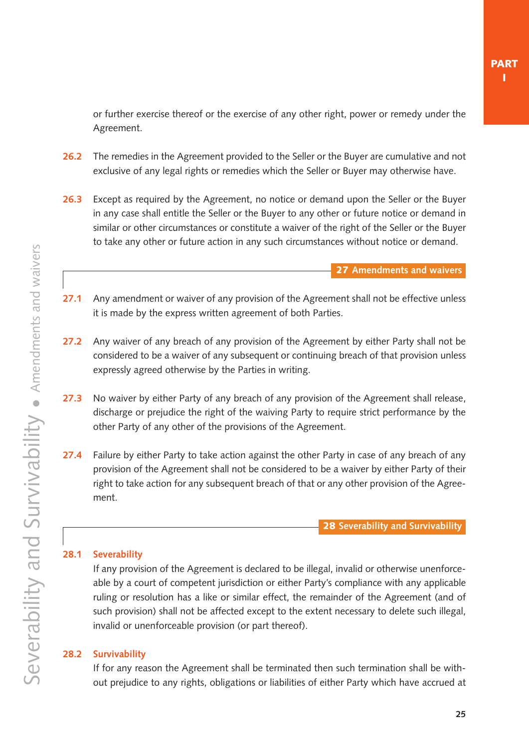or further exercise thereof or the exercise of any other right, power or remedy under the Agreement.

**26.2** The remedies in the Agreement provided to the Seller or the Buyer are cumulative and not exclusive of any legal rights or remedies which the Seller or Buyer may otherwise have.

**26.3** Except as required by the Agreement, no notice or demand upon the Seller or the Buyer in any case shall entitle the Seller or the Buyer to any other or future notice or demand in similar or other circumstances or constitute a waiver of the right of the Seller or the Buyer to take any other or future action in any such circumstances without notice or demand.

## 27 Amendments and waivers

**27.1** Any amendment or waiver of any provision of the Agreement shall not be effective unless it is made by the express written agreement of both Parties.

**27.2** Any waiver of any breach of any provision of the Agreement by either Party shall not be considered to be a waiver of any subsequent or continuing breach of that provision unless expressly agreed otherwise by the Parties in writing.

**27.3** No waiver by either Party of any breach of any provision of the Agreement shall release, discharge or prejudice the right of the waiving Party to require strict performance by the other Party of any other of the provisions of the Agreement.

**27.4** Failure by either Party to take action against the other Party in case of any breach of any provision of the Agreement shall not be considered to be a waiver by either Party of their right to take action for any subsequent breach of that or any other provision of the Agreement.

## 28 Severability and Survivability

### 28.1 Severability

If any provision of the Agreement is declared to be illegal, invalid or otherwise unenforceable by a court of competent jurisdiction or either Party's compliance with any applicable ruling or resolution has a like or similar effect, the remainder of the Agreement (and of such provision) shall not be affected except to the extent necessary to delete such illegal, invalid or unenforceable provision (or part thereof).

### 28.2 Survivability

If for any reason the Agreement shall be terminated then such termination shall be without prejudice to any rights, obligations or liabilities of either Party which have accrued at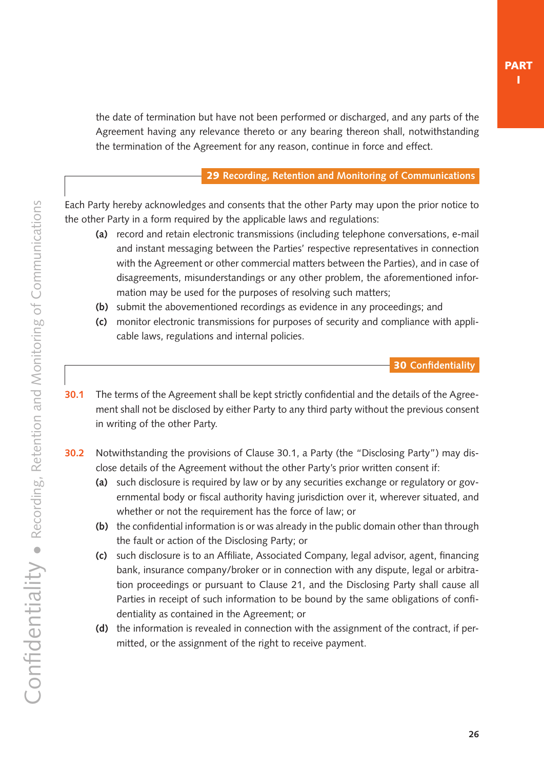the date of termination but have not been performed or discharged, and any parts of the Agreement having any relevance thereto or any bearing thereon shall, notwithstanding the termination of the Agreement for any reason, continue in force and effect.

## 29 Recording, Retention and Monitoring of Communications

Each Party hereby acknowledges and consents that the other Party may upon the prior notice to the other Party in a form required by the applicable laws and regulations:

**(a)** record and retain electronic transmissions (including telephone conversations, e-mail and instant messaging between the Parties' respective representatives in connection with the Agreement or other commercial matters between the Parties), and in case of disagreements, misunderstandings or any other problem, the aforementioned information may be used for the purposes of resolving such matters;

**(b)** submit the abovementioned recordings as evidence in any proceedings; and

**(c)** monitor electronic transmissions for purposes of security and compliance with applicable laws, regulations and internal policies.

## 30 Confidentiality

**30.1** The terms of the Agreement shall be kept strictly confidential and the details of the Agreement shall not be disclosed by either Party to any third party without the previous consent in writing of the other Party.

**30.2** Notwithstanding the provisions of Clause 30.1, a Party (the "Disclosing Party") may disclose details of the Agreement without the other Party's prior written consent if:

**(a)** such disclosure is required by law or by any securities exchange or regulatory or governmental body or fiscal authority having jurisdiction over it, wherever situated, and whether or not the requirement has the force of law; or

**(b)** the confidential information is or was already in the public domain other than through the fault or action of the Disclosing Party; or

**(c)** such disclosure is to an Affiliate, Associated Company, legal advisor, agent, financing bank, insurance company/broker or in connection with any dispute, legal or arbitration proceedings or pursuant to Clause 21, and the Disclosing Party shall cause all Parties in receipt of such information to be bound by the same obligations of confidentiality as contained in the Agreement; or

**(d)** the information is revealed in connection with the assignment of the contract, if permitted, or the assignment of the right to receive payment.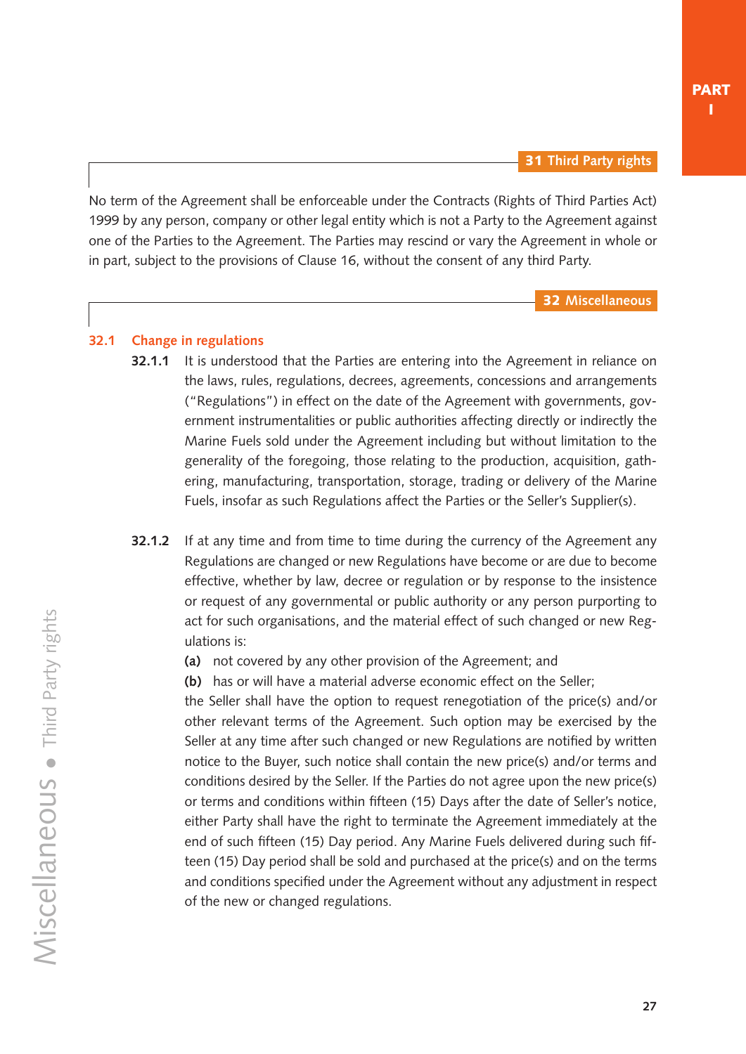## 31 Third Party rights

No term of the Agreement shall be enforceable under the Contracts (Rights of Third Parties Act) 1999 by any person, company or other legal entity which is not a Party to the Agreement against one of the Parties to the Agreement. The Parties may rescind or vary the Agreement in whole or in part, subject to the provisions of Clause 16, without the consent of any third Party.

## 32 Miscellaneous

### 32.1 Change in regulations

**32.1.1** It is understood that the Parties are entering into the Agreement in reliance on the laws, rules, regulations, decrees, agreements, concessions and arrangements ("Regulations") in effect on the date of the Agreement with governments, government instrumentalities or public authorities affecting directly or indirectly the Marine Fuels sold under the Agreement including but without limitation to the generality of the foregoing, those relating to the production, acquisition, gathering, manufacturing, transportation, storage, trading or delivery of the Marine Fuels, insofar as such Regulations affect the Parties or the Seller's Supplier(s).

**32.1.2** If at any time and from time to time during the currency of the Agreement any Regulations are changed or new Regulations have become or are due to become effective, whether by law, decree or regulation or by response to the insistence or request of any governmental or public authority or any person purporting to act for such organisations, and the material effect of such changed or new Regulations is:

**(a)** not covered by any other provision of the Agreement; and

**(b)** has or will have a material adverse economic effect on the Seller;

the Seller shall have the option to request renegotiation of the price(s) and/or other relevant terms of the Agreement. Such option may be exercised by the Seller at any time after such changed or new Regulations are notified by written notice to the Buyer, such notice shall contain the new price(s) and/or terms and conditions desired by the Seller. If the Parties do not agree upon the new price(s) or terms and conditions within fifteen (15) Days after the date of Seller's notice, either Party shall have the right to terminate the Agreement immediately at the end of such fifteen (15) Day period. Any Marine Fuels delivered during such fifteen (15) Day period shall be sold and purchased at the price(s) and on the terms and conditions specified under the Agreement without any adjustment in respect of the new or changed regulations.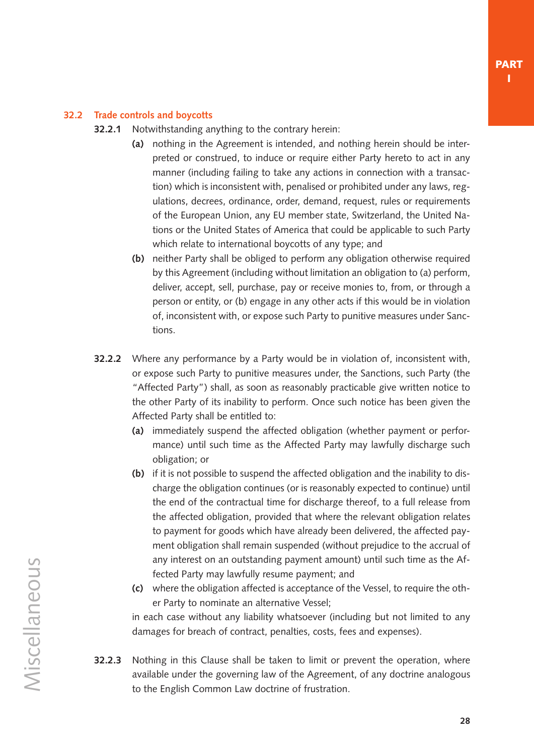## 32.2 Trade controls and boycotts

**32.2.1** Notwithstanding anything to the contrary herein:

**(a)** nothing in the Agreement is intended, and nothing herein should be interpreted or construed, to induce or require either Party hereto to act in any manner (including failing to take any actions in connection with a transaction) which is inconsistent with, penalised or prohibited under any laws, regulations, decrees, ordinance, order, demand, request, rules or requirements of the European Union, any EU member state, Switzerland, the United Nations or the United States of America that could be applicable to such Party which relate to international boycotts of any type; and

**(b)** neither Party shall be obliged to perform any obligation otherwise required by this Agreement (including without limitation an obligation to (a) perform, deliver, accept, sell, purchase, pay or receive monies to, from, or through a person or entity, or (b) engage in any other acts if this would be in violation of, inconsistent with, or expose such Party to punitive measures under Sanctions.

**32.2.2** Where any performance by a Party would be in violation of, inconsistent with, or expose such Party to punitive measures under, the Sanctions, such Party (the "Affected Party") shall, as soon as reasonably practicable give written notice to the other Party of its inability to perform. Once such notice has been given the Affected Party shall be entitled to:

**(a)** immediately suspend the affected obligation (whether payment or performance) until such time as the Affected Party may lawfully discharge such obligation; or

**(b)** if it is not possible to suspend the affected obligation and the inability to discharge the obligation continues (or is reasonably expected to continue) until the end of the contractual time for discharge thereof, to a full release from the affected obligation, provided that where the relevant obligation relates to payment for goods which have already been delivered, the affected payment obligation shall remain suspended (without prejudice to the accrual of any interest on an outstanding payment amount) until such time as the Affected Party may lawfully resume payment; and

**(c)** where the obligation affected is acceptance of the Vessel, to require the other Party to nominate an alternative Vessel;

in each case without any liability whatsoever (including but not limited to any damages for breach of contract, penalties, costs, fees and expenses).

**32.2.3** Nothing in this Clause shall be taken to limit or prevent the operation, where available under the governing law of the Agreement, of any doctrine analogous to the English Common Law doctrine of frustration.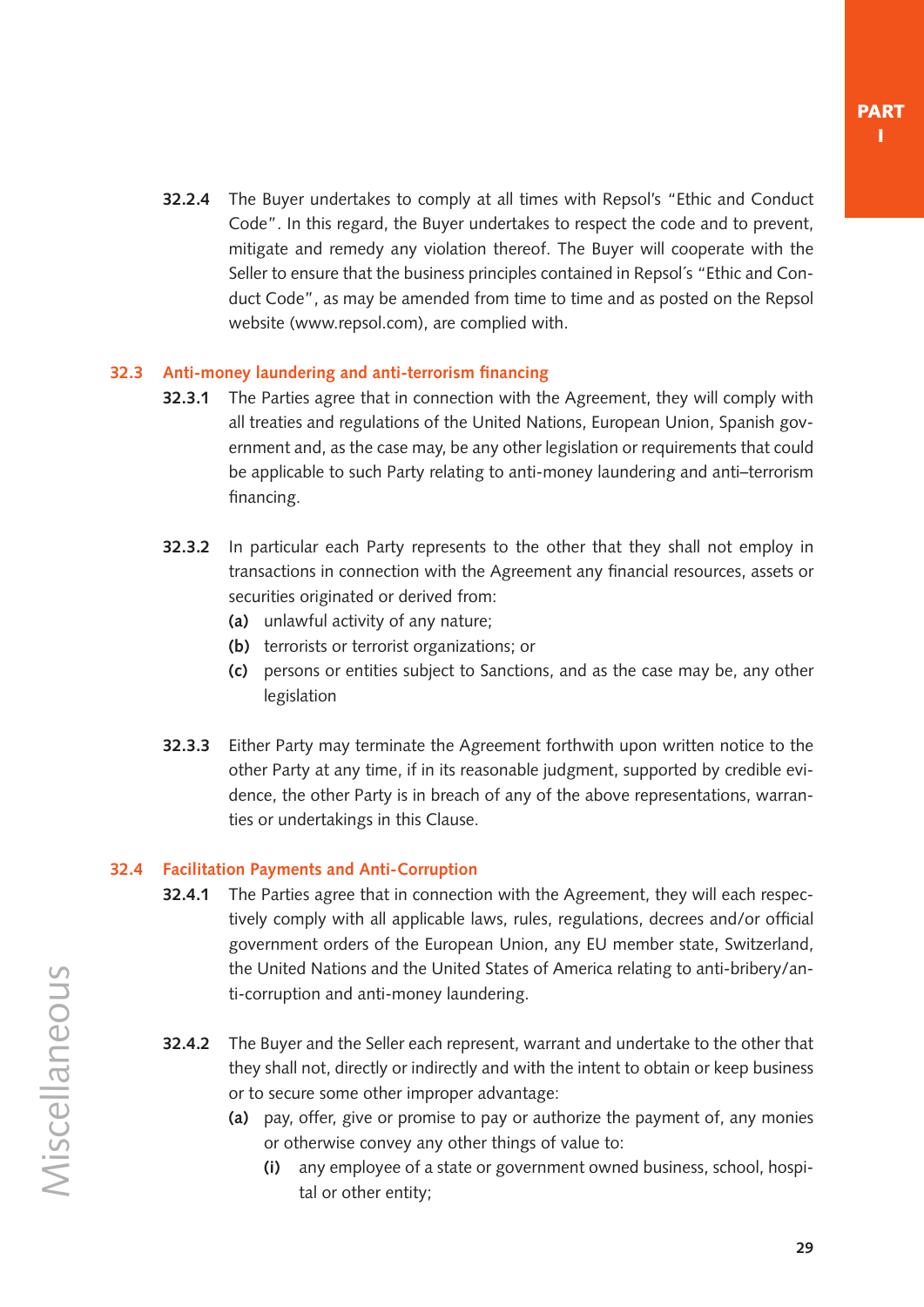**32.2.4** The Buyer undertakes to comply at all times with Repsol's "Ethic and Conduct Code". In this regard, the Buyer undertakes to respect the code and to prevent, mitigate and remedy any violation thereof. The Buyer will cooperate with the Seller to ensure that the business principles contained in Repsol´s "Ethic and Conduct Code", as may be amended from time to time and as posted on the Repsol website (www.repsol.com), are complied with.

### 32.3 Anti-money laundering and anti-terrorism financing

**32.3.1** The Parties agree that in connection with the Agreement, they will comply with all treaties and regulations of the United Nations, European Union, Spanish government and, as the case may, be any other legislation or requirements that could be applicable to such Party relating to anti-money laundering and anti–terrorism financing.

**32.3.2** In particular each Party represents to the other that they shall not employ in transactions in connection with the Agreement any financial resources, assets or securities originated or derived from:

**(a)** unlawful activity of any nature;

**(b)** terrorists or terrorist organizations; or

**(c)** persons or entities subject to Sanctions, and as the case may be, any other legislation

**32.3.3** Either Party may terminate the Agreement forthwith upon written notice to the other Party at any time, if in its reasonable judgment, supported by credible evidence, the other Party is in breach of any of the above representations, warranties or undertakings in this Clause.

### 32.4 Facilitation Payments and Anti-Corruption

**32.4.1** The Parties agree that in connection with the Agreement, they will each respectively comply with all applicable laws, rules, regulations, decrees and/or official government orders of the European Union, any EU member state, Switzerland, the United Nations and the United States of America relating to anti-bribery/anti-corruption and anti-money laundering.

**32.4.2** The Buyer and the Seller each represent, warrant and undertake to the other that they shall not, directly or indirectly and with the intent to obtain or keep business or to secure some other improper advantage:

**(a)** pay, offer, give or promise to pay or authorize the payment of, any monies or otherwise convey any other things of value to:

**(i)** any employee of a state or government owned business, school, hospital or other entity;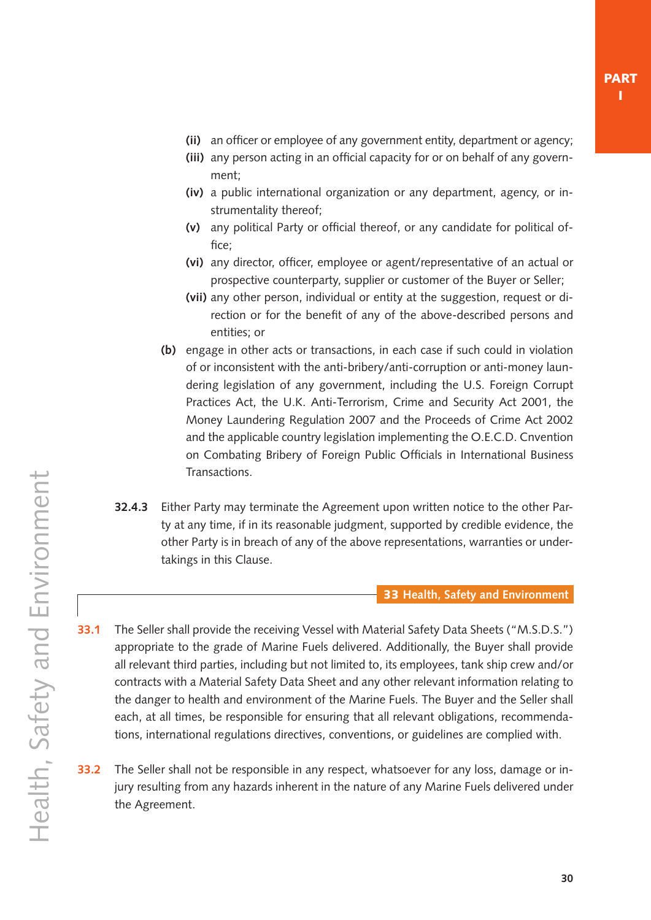- **(ii)** an officer or employee of any government entity, department or agency;
- **(iii)** any person acting in an official capacity for or on behalf of any government;
- **(iv)** a public international organization or any department, agency, or instrumentality thereof;
- **(v)** any political Party or official thereof, or any candidate for political office;
- **(vi)** any director, officer, employee or agent/representative of an actual or prospective counterparty, supplier or customer of the Buyer or Seller;
- **(vii)** any other person, individual or entity at the suggestion, request or direction or for the benefit of any of the above-described persons and entities; or

**(b)** engage in other acts or transactions, in each case if such could in violation of or inconsistent with the anti-bribery/anti-corruption or anti-money laundering legislation of any government, including the U.S. Foreign Corrupt Practices Act, the U.K. Anti-Terrorism, Crime and Security Act 2001, the Money Laundering Regulation 2007 and the Proceeds of Crime Act 2002 and the applicable country legislation implementing the O.E.C.D. Cnvention on Combating Bribery of Foreign Public Officials in International Business Transactions.

**32.4.3** Either Party may terminate the Agreement upon written notice to the other Party at any time, if in its reasonable judgment, supported by credible evidence, the other Party is in breach of any of the above representations, warranties or undertakings in this Clause.

## 33 Health, Safety and Environment

**33.1** The Seller shall provide the receiving Vessel with Material Safety Data Sheets ("M.S.D.S.") appropriate to the grade of Marine Fuels delivered. Additionally, the Buyer shall provide all relevant third parties, including but not limited to, its employees, tank ship crew and/or contracts with a Material Safety Data Sheet and any other relevant information relating to the danger to health and environment of the Marine Fuels. The Buyer and the Seller shall each, at all times, be responsible for ensuring that all relevant obligations, recommendations, international regulations directives, conventions, or guidelines are complied with.

**33.2** The Seller shall not be responsible in any respect, whatsoever for any loss, damage or injury resulting from any hazards inherent in the nature of any Marine Fuels delivered under the Agreement.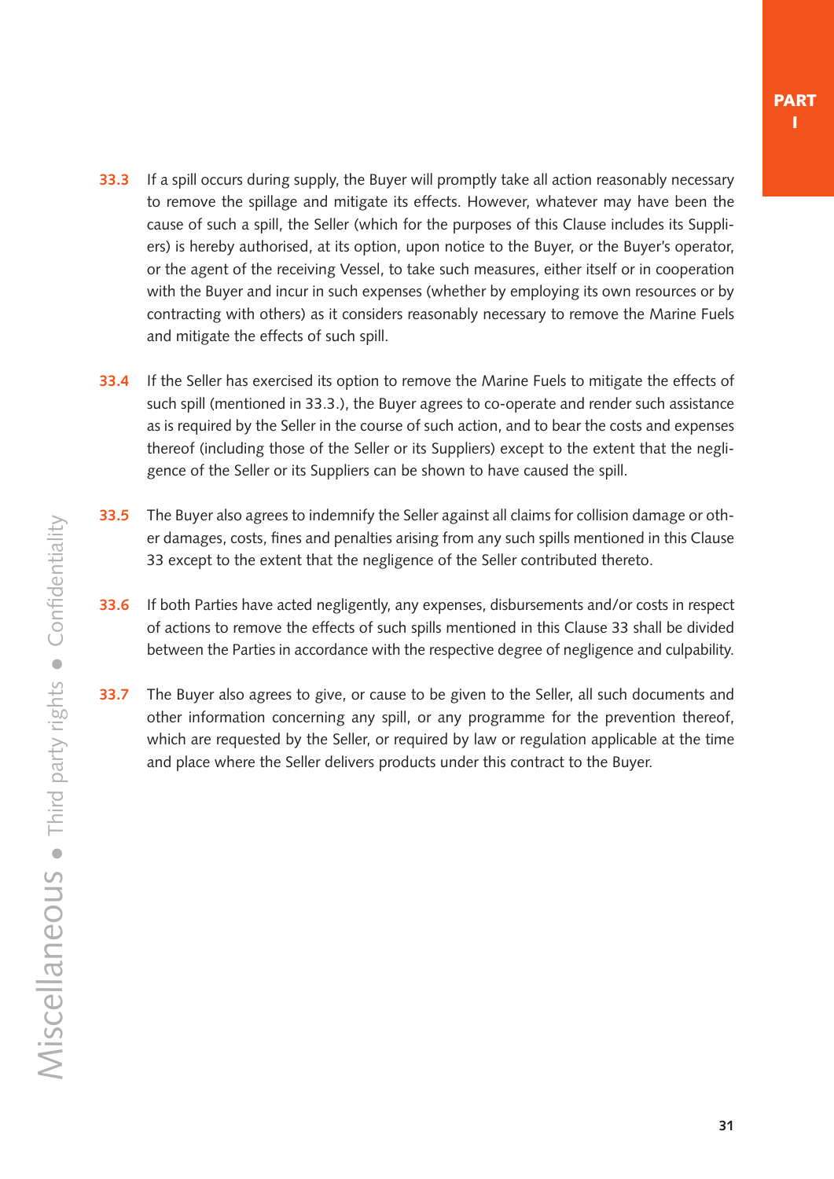**33.3** If a spill occurs during supply, the Buyer will promptly take all action reasonably necessary to remove the spillage and mitigate its effects. However, whatever may have been the cause of such a spill, the Seller (which for the purposes of this Clause includes its Suppliers) is hereby authorised, at its option, upon notice to the Buyer, or the Buyer's operator, or the agent of the receiving Vessel, to take such measures, either itself or in cooperation with the Buyer and incur in such expenses (whether by employing its own resources or by contracting with others) as it considers reasonably necessary to remove the Marine Fuels and mitigate the effects of such spill.

**33.4** If the Seller has exercised its option to remove the Marine Fuels to mitigate the effects of such spill (mentioned in 33.3.), the Buyer agrees to co-operate and render such assistance as is required by the Seller in the course of such action, and to bear the costs and expenses thereof (including those of the Seller or its Suppliers) except to the extent that the negligence of the Seller or its Suppliers can be shown to have caused the spill.

**33.5** The Buyer also agrees to indemnify the Seller against all claims for collision damage or other damages, costs, fines and penalties arising from any such spills mentioned in this Clause 33 except to the extent that the negligence of the Seller contributed thereto.

**33.6** If both Parties have acted negligently, any expenses, disbursements and/or costs in respect of actions to remove the effects of such spills mentioned in this Clause 33 shall be divided between the Parties in accordance with the respective degree of negligence and culpability.

**33.7** The Buyer also agrees to give, or cause to be given to the Seller, all such documents and other information concerning any spill, or any programme for the prevention thereof, which are requested by the Seller, or required by law or regulation applicable at the time and place where the Seller delivers products under this contract to the Buyer.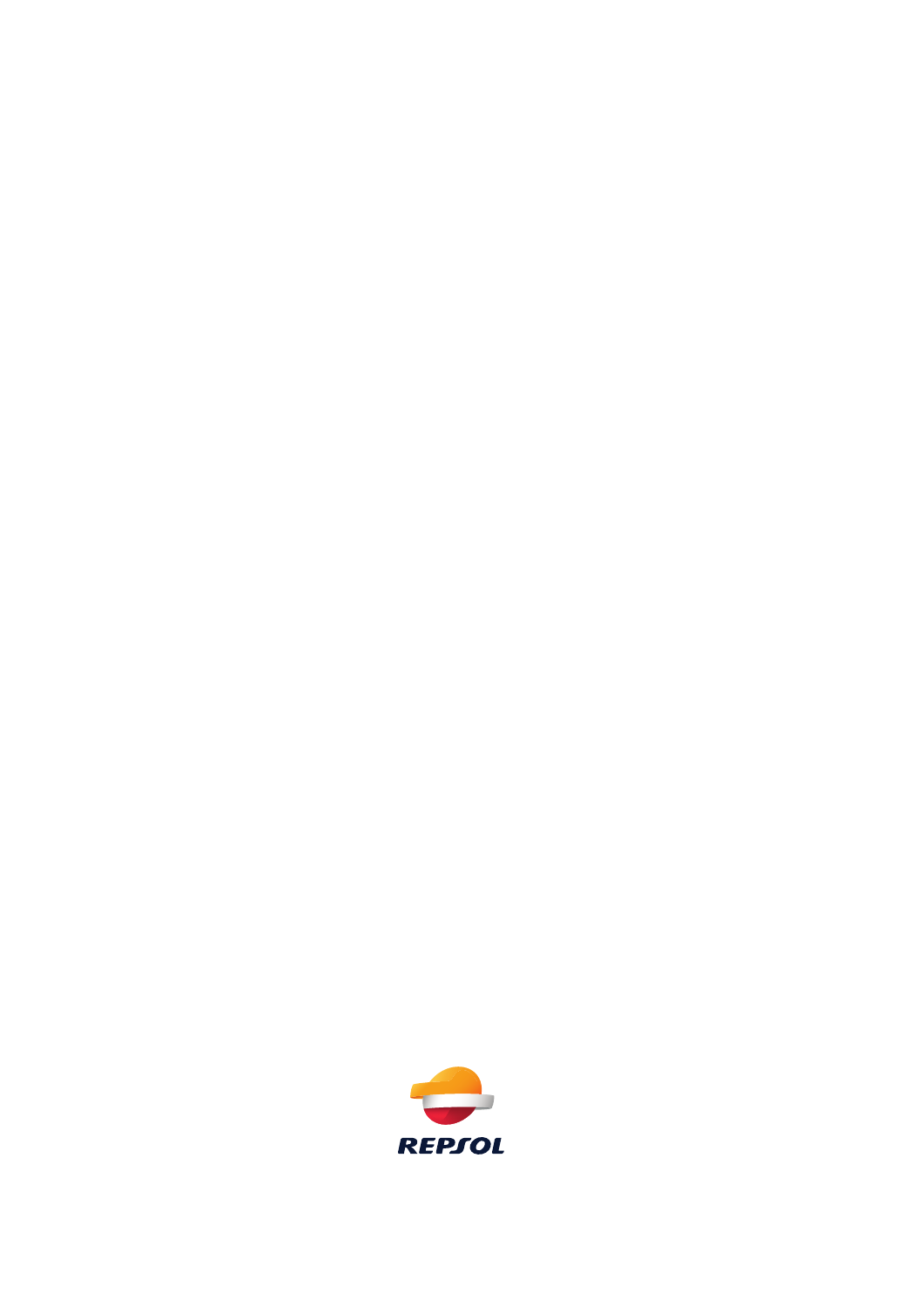REPSOL